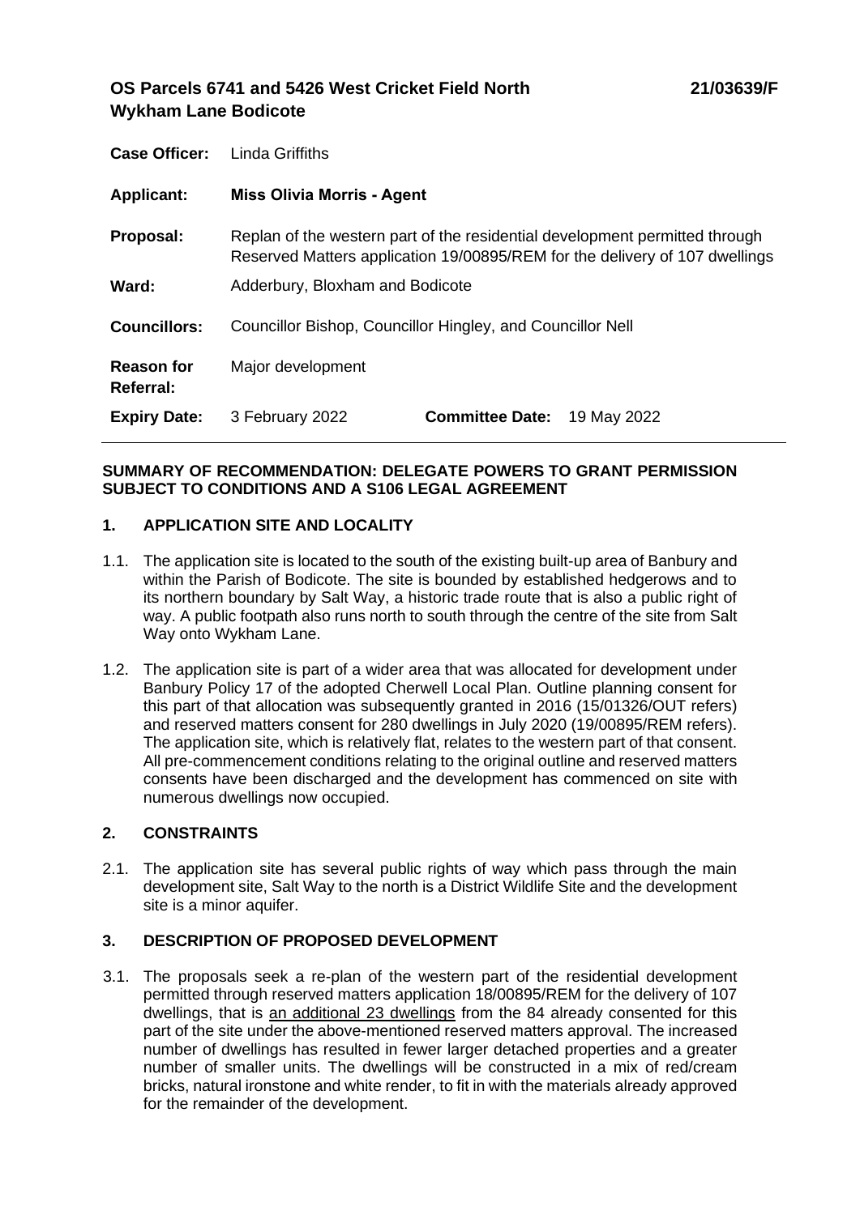**OS Parcels 6741 and 5426 West Cricket Field North Wykham Lane Bodicote** **21/03639/F**

| | | | |
|---|---|---|---|
| **Case Officer:** | Linda Griffiths | | |
| **Applicant:** | **Miss Olivia Morris - Agent** | | |
| **Proposal:** | Replan of the western part of the residential development permitted through Reserved Matters application 19/00895/REM for the delivery of 107 dwellings | | |
| **Ward:** | Adderbury, Bloxham and Bodicote | | |
| **Councillors:** | Councillor Bishop, Councillor Hingley, and Councillor Nell | | |
| **Reason for Referral:** | Major development | | |
| **Expiry Date:** | 3 February 2022 | **Committee Date:** | 19 May 2022 |

**SUMMARY OF RECOMMENDATION: DELEGATE POWERS TO GRANT PERMISSION SUBJECT TO CONDITIONS AND A S106 LEGAL AGREEMENT**

## 1. APPLICATION SITE AND LOCALITY

1.1. The application site is located to the south of the existing built-up area of Banbury and within the Parish of Bodicote. The site is bounded by established hedgerows and to its northern boundary by Salt Way, a historic trade route that is also a public right of way. A public footpath also runs north to south through the centre of the site from Salt Way onto Wykham Lane.

1.2. The application site is part of a wider area that was allocated for development under Banbury Policy 17 of the adopted Cherwell Local Plan. Outline planning consent for this part of that allocation was subsequently granted in 2016 (15/01326/OUT refers) and reserved matters consent for 280 dwellings in July 2020 (19/00895/REM refers). The application site, which is relatively flat, relates to the western part of that consent. All pre-commencement conditions relating to the original outline and reserved matters consents have been discharged and the development has commenced on site with numerous dwellings now occupied.

## 2. CONSTRAINTS

2.1. The application site has several public rights of way which pass through the main development site, Salt Way to the north is a District Wildlife Site and the development site is a minor aquifer.

## 3. DESCRIPTION OF PROPOSED DEVELOPMENT

3.1. The proposals seek a re-plan of the western part of the residential development permitted through reserved matters application 18/00895/REM for the delivery of 107 dwellings, that is an additional 23 dwellings from the 84 already consented for this part of the site under the above-mentioned reserved matters approval. The increased number of dwellings has resulted in fewer larger detached properties and a greater number of smaller units. The dwellings will be constructed in a mix of red/cream bricks, natural ironstone and white render, to fit in with the materials already approved for the remainder of the development.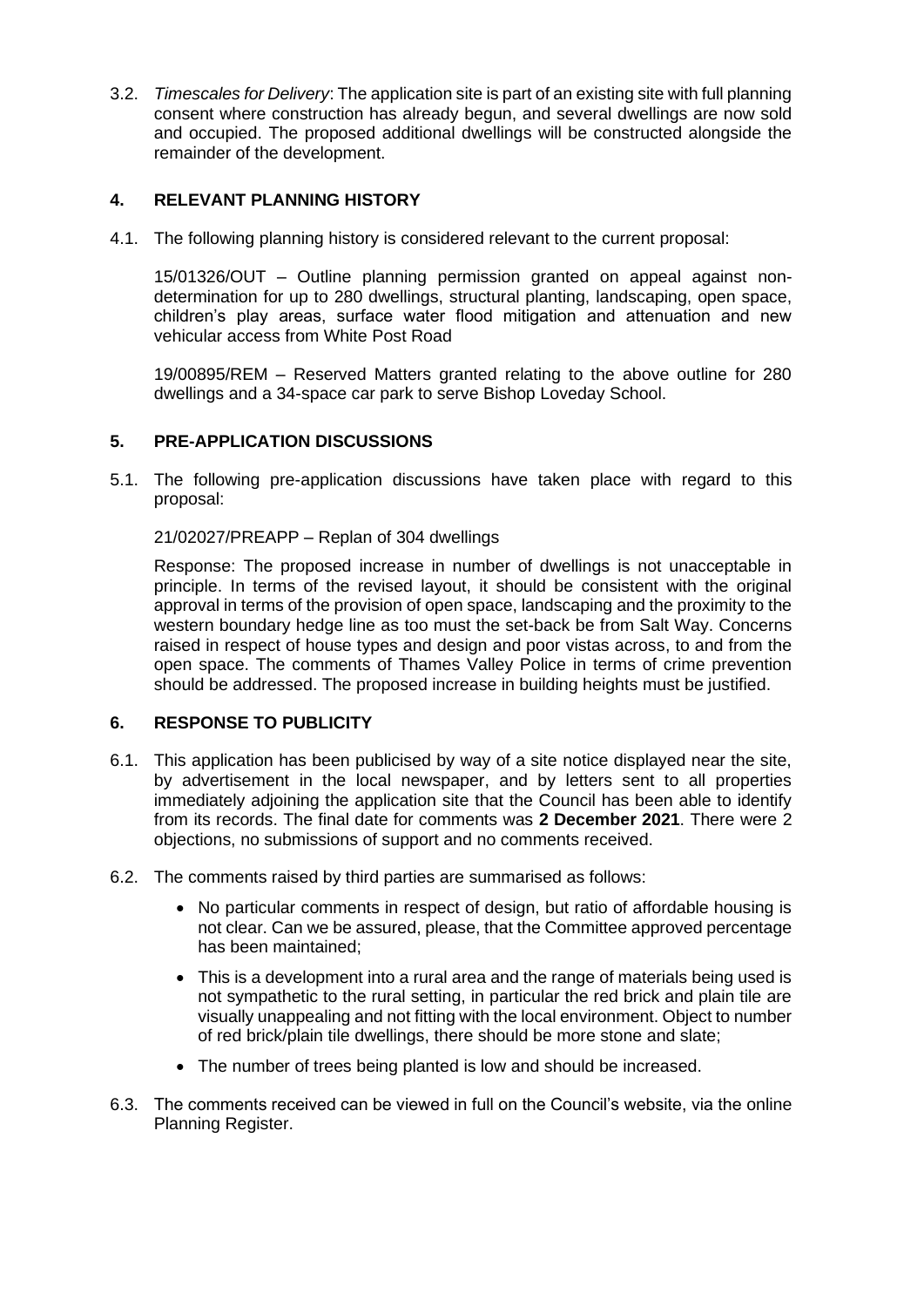3.2. *Timescales for Delivery*: The application site is part of an existing site with full planning consent where construction has already begun, and several dwellings are now sold and occupied. The proposed additional dwellings will be constructed alongside the remainder of the development.

## 4. RELEVANT PLANNING HISTORY

4.1. The following planning history is considered relevant to the current proposal:

15/01326/OUT – Outline planning permission granted on appeal against non-determination for up to 280 dwellings, structural planting, landscaping, open space, children's play areas, surface water flood mitigation and attenuation and new vehicular access from White Post Road

19/00895/REM – Reserved Matters granted relating to the above outline for 280 dwellings and a 34-space car park to serve Bishop Loveday School.

## 5. PRE-APPLICATION DISCUSSIONS

5.1. The following pre-application discussions have taken place with regard to this proposal:

21/02027/PREAPP – Replan of 304 dwellings

Response: The proposed increase in number of dwellings is not unacceptable in principle. In terms of the revised layout, it should be consistent with the original approval in terms of the provision of open space, landscaping and the proximity to the western boundary hedge line as too must the set-back be from Salt Way. Concerns raised in respect of house types and design and poor vistas across, to and from the open space. The comments of Thames Valley Police in terms of crime prevention should be addressed. The proposed increase in building heights must be justified.

## 6. RESPONSE TO PUBLICITY

6.1. This application has been publicised by way of a site notice displayed near the site, by advertisement in the local newspaper, and by letters sent to all properties immediately adjoining the application site that the Council has been able to identify from its records. The final date for comments was **2 December 2021**. There were 2 objections, no submissions of support and no comments received.

6.2. The comments raised by third parties are summarised as follows:

- No particular comments in respect of design, but ratio of affordable housing is not clear. Can we be assured, please, that the Committee approved percentage has been maintained;
- This is a development into a rural area and the range of materials being used is not sympathetic to the rural setting, in particular the red brick and plain tile are visually unappealing and not fitting with the local environment. Object to number of red brick/plain tile dwellings, there should be more stone and slate;
- The number of trees being planted is low and should be increased.

6.3. The comments received can be viewed in full on the Council's website, via the online Planning Register.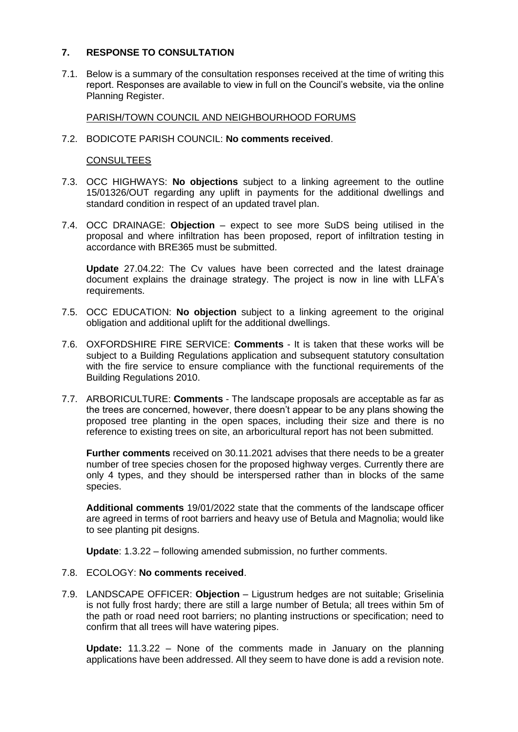## 7. RESPONSE TO CONSULTATION

7.1. Below is a summary of the consultation responses received at the time of writing this report. Responses are available to view in full on the Council's website, via the online Planning Register.

PARISH/TOWN COUNCIL AND NEIGHBOURHOOD FORUMS

7.2. BODICOTE PARISH COUNCIL: **No comments received**.

CONSULTEES

7.3. OCC HIGHWAYS: **No objections** subject to a linking agreement to the outline 15/01326/OUT regarding any uplift in payments for the additional dwellings and standard condition in respect of an updated travel plan.

7.4. OCC DRAINAGE: **Objection** – expect to see more SuDS being utilised in the proposal and where infiltration has been proposed, report of infiltration testing in accordance with BRE365 must be submitted.

**Update** 27.04.22: The Cv values have been corrected and the latest drainage document explains the drainage strategy. The project is now in line with LLFA's requirements.

7.5. OCC EDUCATION: **No objection** subject to a linking agreement to the original obligation and additional uplift for the additional dwellings.

7.6. OXFORDSHIRE FIRE SERVICE: **Comments** - It is taken that these works will be subject to a Building Regulations application and subsequent statutory consultation with the fire service to ensure compliance with the functional requirements of the Building Regulations 2010.

7.7. ARBORICULTURE: **Comments** - The landscape proposals are acceptable as far as the trees are concerned, however, there doesn't appear to be any plans showing the proposed tree planting in the open spaces, including their size and there is no reference to existing trees on site, an arboricultural report has not been submitted.

**Further comments** received on 30.11.2021 advises that there needs to be a greater number of tree species chosen for the proposed highway verges. Currently there are only 4 types, and they should be interspersed rather than in blocks of the same species.

**Additional comments** 19/01/2022 state that the comments of the landscape officer are agreed in terms of root barriers and heavy use of Betula and Magnolia; would like to see planting pit designs.

**Update**: 1.3.22 – following amended submission, no further comments.

7.8. ECOLOGY: **No comments received**.

7.9. LANDSCAPE OFFICER: **Objection** – Ligustrum hedges are not suitable; Griselinia is not fully frost hardy; there are still a large number of Betula; all trees within 5m of the path or road need root barriers; no planting instructions or specification; need to confirm that all trees will have watering pipes.

**Update:** 11.3.22 – None of the comments made in January on the planning applications have been addressed. All they seem to have done is add a revision note.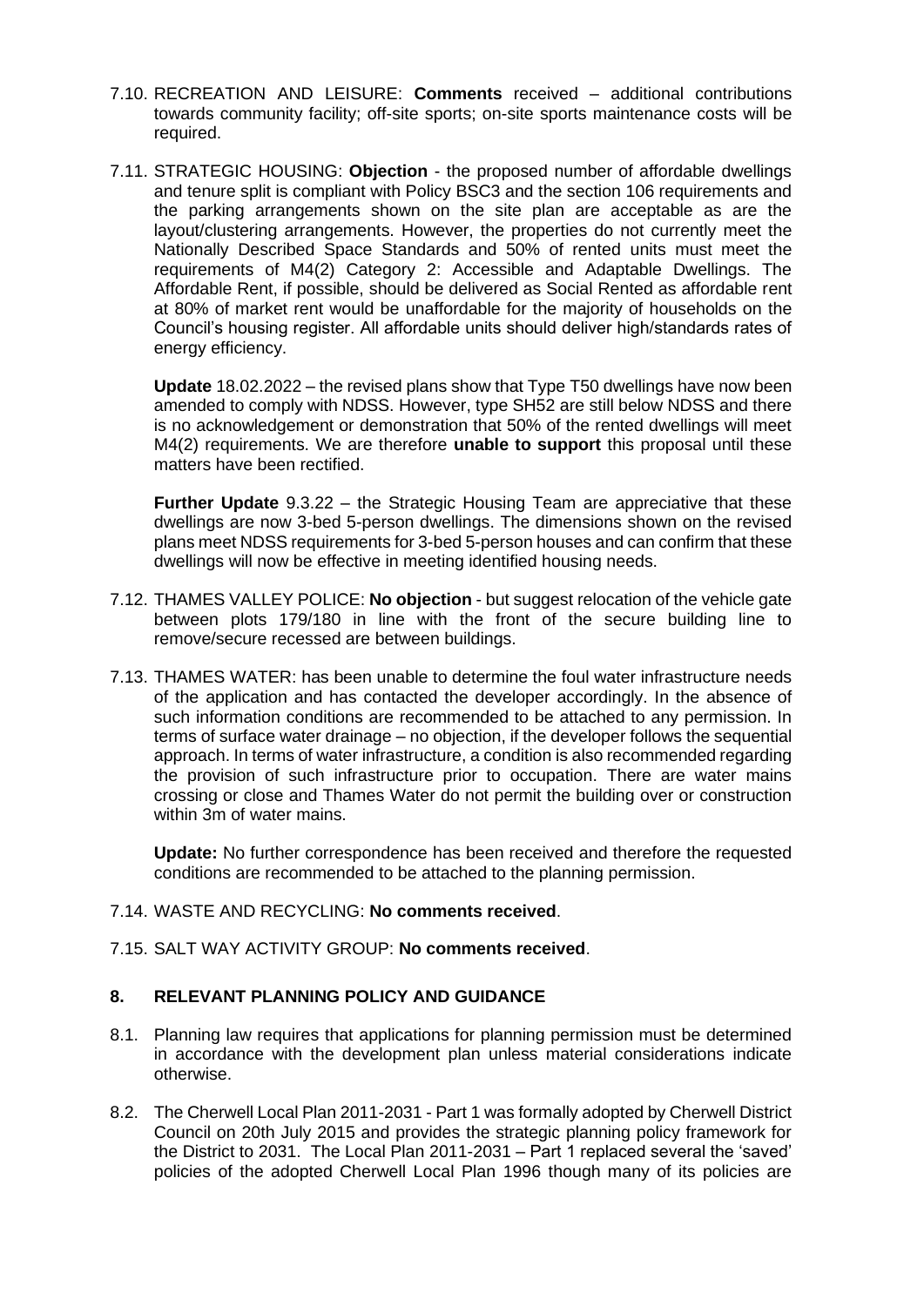7.10. RECREATION AND LEISURE: **Comments** received – additional contributions towards community facility; off-site sports; on-site sports maintenance costs will be required.

7.11. STRATEGIC HOUSING: **Objection** - the proposed number of affordable dwellings and tenure split is compliant with Policy BSC3 and the section 106 requirements and the parking arrangements shown on the site plan are acceptable as are the layout/clustering arrangements. However, the properties do not currently meet the Nationally Described Space Standards and 50% of rented units must meet the requirements of M4(2) Category 2: Accessible and Adaptable Dwellings. The Affordable Rent, if possible, should be delivered as Social Rented as affordable rent at 80% of market rent would be unaffordable for the majority of households on the Council's housing register. All affordable units should deliver high/standards rates of energy efficiency.

**Update** 18.02.2022 – the revised plans show that Type T50 dwellings have now been amended to comply with NDSS. However, type SH52 are still below NDSS and there is no acknowledgement or demonstration that 50% of the rented dwellings will meet M4(2) requirements. We are therefore **unable to support** this proposal until these matters have been rectified.

**Further Update** 9.3.22 – the Strategic Housing Team are appreciative that these dwellings are now 3-bed 5-person dwellings. The dimensions shown on the revised plans meet NDSS requirements for 3-bed 5-person houses and can confirm that these dwellings will now be effective in meeting identified housing needs.

7.12. THAMES VALLEY POLICE: **No objection** - but suggest relocation of the vehicle gate between plots 179/180 in line with the front of the secure building line to remove/secure recessed are between buildings.

7.13. THAMES WATER: has been unable to determine the foul water infrastructure needs of the application and has contacted the developer accordingly. In the absence of such information conditions are recommended to be attached to any permission. In terms of surface water drainage – no objection, if the developer follows the sequential approach. In terms of water infrastructure, a condition is also recommended regarding the provision of such infrastructure prior to occupation. There are water mains crossing or close and Thames Water do not permit the building over or construction within 3m of water mains.

**Update:** No further correspondence has been received and therefore the requested conditions are recommended to be attached to the planning permission.

7.14. WASTE AND RECYCLING: **No comments received**.

7.15. SALT WAY ACTIVITY GROUP: **No comments received**.

## 8. RELEVANT PLANNING POLICY AND GUIDANCE

8.1. Planning law requires that applications for planning permission must be determined in accordance with the development plan unless material considerations indicate otherwise.

8.2. The Cherwell Local Plan 2011-2031 - Part 1 was formally adopted by Cherwell District Council on 20th July 2015 and provides the strategic planning policy framework for the District to 2031. The Local Plan 2011-2031 – Part 1 replaced several the 'saved' policies of the adopted Cherwell Local Plan 1996 though many of its policies are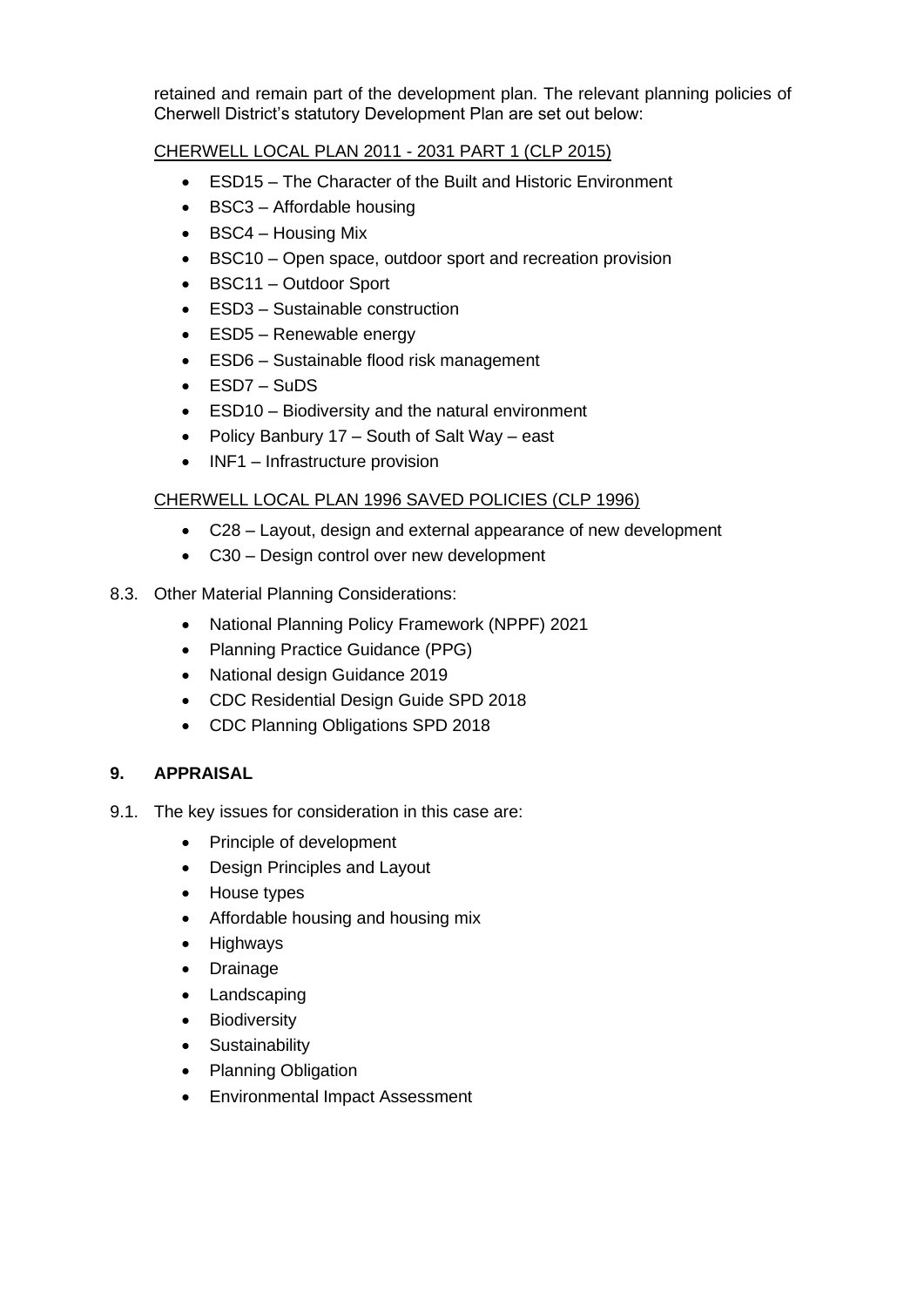retained and remain part of the development plan. The relevant planning policies of Cherwell District's statutory Development Plan are set out below:

CHERWELL LOCAL PLAN 2011 - 2031 PART 1 (CLP 2015)

- ESD15 – The Character of the Built and Historic Environment
- BSC3 – Affordable housing
- BSC4 – Housing Mix
- BSC10 – Open space, outdoor sport and recreation provision
- BSC11 – Outdoor Sport
- ESD3 – Sustainable construction
- ESD5 – Renewable energy
- ESD6 – Sustainable flood risk management
- ESD7 – SuDS
- ESD10 – Biodiversity and the natural environment
- Policy Banbury 17 – South of Salt Way – east
- INF1 – Infrastructure provision

CHERWELL LOCAL PLAN 1996 SAVED POLICIES (CLP 1996)

- C28 – Layout, design and external appearance of new development
- C30 – Design control over new development

8.3. Other Material Planning Considerations:

- National Planning Policy Framework (NPPF) 2021
- Planning Practice Guidance (PPG)
- National design Guidance 2019
- CDC Residential Design Guide SPD 2018
- CDC Planning Obligations SPD 2018

## 9. APPRAISAL

9.1. The key issues for consideration in this case are:

- Principle of development
- Design Principles and Layout
- House types
- Affordable housing and housing mix
- Highways
- Drainage
- Landscaping
- Biodiversity
- Sustainability
- Planning Obligation
- Environmental Impact Assessment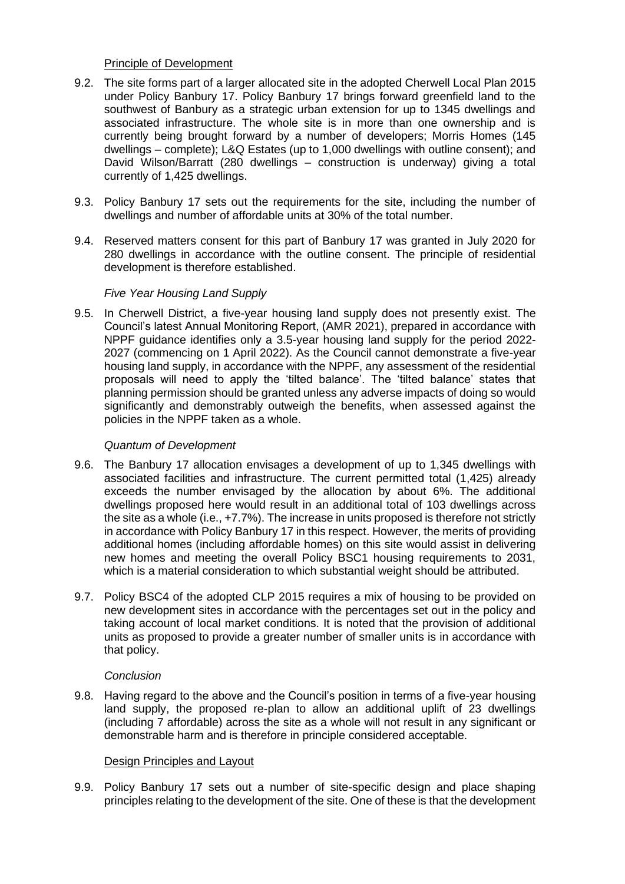## Principle of Development

9.2. The site forms part of a larger allocated site in the adopted Cherwell Local Plan 2015 under Policy Banbury 17. Policy Banbury 17 brings forward greenfield land to the southwest of Banbury as a strategic urban extension for up to 1345 dwellings and associated infrastructure. The whole site is in more than one ownership and is currently being brought forward by a number of developers; Morris Homes (145 dwellings – complete); L&Q Estates (up to 1,000 dwellings with outline consent); and David Wilson/Barratt (280 dwellings – construction is underway) giving a total currently of 1,425 dwellings.

9.3. Policy Banbury 17 sets out the requirements for the site, including the number of dwellings and number of affordable units at 30% of the total number.

9.4. Reserved matters consent for this part of Banbury 17 was granted in July 2020 for 280 dwellings in accordance with the outline consent. The principle of residential development is therefore established.

### *Five Year Housing Land Supply*

9.5. In Cherwell District, a five-year housing land supply does not presently exist. The Council's latest Annual Monitoring Report, (AMR 2021), prepared in accordance with NPPF guidance identifies only a 3.5-year housing land supply for the period 2022-2027 (commencing on 1 April 2022). As the Council cannot demonstrate a five-year housing land supply, in accordance with the NPPF, any assessment of the residential proposals will need to apply the 'tilted balance'. The 'tilted balance' states that planning permission should be granted unless any adverse impacts of doing so would significantly and demonstrably outweigh the benefits, when assessed against the policies in the NPPF taken as a whole.

### *Quantum of Development*

9.6. The Banbury 17 allocation envisages a development of up to 1,345 dwellings with associated facilities and infrastructure. The current permitted total (1,425) already exceeds the number envisaged by the allocation by about 6%. The additional dwellings proposed here would result in an additional total of 103 dwellings across the site as a whole (i.e., +7.7%). The increase in units proposed is therefore not strictly in accordance with Policy Banbury 17 in this respect. However, the merits of providing additional homes (including affordable homes) on this site would assist in delivering new homes and meeting the overall Policy BSC1 housing requirements to 2031, which is a material consideration to which substantial weight should be attributed.

9.7. Policy BSC4 of the adopted CLP 2015 requires a mix of housing to be provided on new development sites in accordance with the percentages set out in the policy and taking account of local market conditions. It is noted that the provision of additional units as proposed to provide a greater number of smaller units is in accordance with that policy.

### *Conclusion*

9.8. Having regard to the above and the Council's position in terms of a five-year housing land supply, the proposed re-plan to allow an additional uplift of 23 dwellings (including 7 affordable) across the site as a whole will not result in any significant or demonstrable harm and is therefore in principle considered acceptable.

## Design Principles and Layout

9.9. Policy Banbury 17 sets out a number of site-specific design and place shaping principles relating to the development of the site. One of these is that the development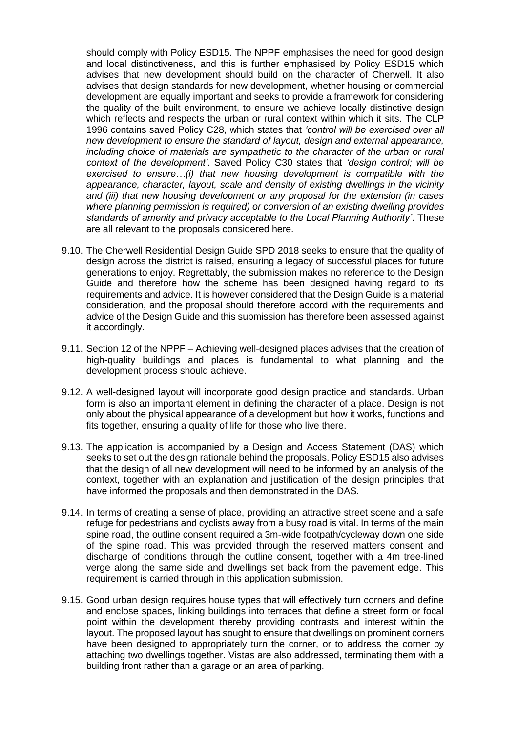should comply with Policy ESD15. The NPPF emphasises the need for good design and local distinctiveness, and this is further emphasised by Policy ESD15 which advises that new development should build on the character of Cherwell. It also advises that design standards for new development, whether housing or commercial development are equally important and seeks to provide a framework for considering the quality of the built environment, to ensure we achieve locally distinctive design which reflects and respects the urban or rural context within which it sits. The CLP 1996 contains saved Policy C28, which states that *'control will be exercised over all new development to ensure the standard of layout, design and external appearance, including choice of materials are sympathetic to the character of the urban or rural context of the development'*. Saved Policy C30 states that *'design control; will be exercised to ensure…(i) that new housing development is compatible with the appearance, character, layout, scale and density of existing dwellings in the vicinity and (iii) that new housing development or any proposal for the extension (in cases where planning permission is required) or conversion of an existing dwelling provides standards of amenity and privacy acceptable to the Local Planning Authority'*. These are all relevant to the proposals considered here.

9.10. The Cherwell Residential Design Guide SPD 2018 seeks to ensure that the quality of design across the district is raised, ensuring a legacy of successful places for future generations to enjoy. Regrettably, the submission makes no reference to the Design Guide and therefore how the scheme has been designed having regard to its requirements and advice. It is however considered that the Design Guide is a material consideration, and the proposal should therefore accord with the requirements and advice of the Design Guide and this submission has therefore been assessed against it accordingly.

9.11. Section 12 of the NPPF – Achieving well-designed places advises that the creation of high-quality buildings and places is fundamental to what planning and the development process should achieve.

9.12. A well-designed layout will incorporate good design practice and standards. Urban form is also an important element in defining the character of a place. Design is not only about the physical appearance of a development but how it works, functions and fits together, ensuring a quality of life for those who live there.

9.13. The application is accompanied by a Design and Access Statement (DAS) which seeks to set out the design rationale behind the proposals. Policy ESD15 also advises that the design of all new development will need to be informed by an analysis of the context, together with an explanation and justification of the design principles that have informed the proposals and then demonstrated in the DAS.

9.14. In terms of creating a sense of place, providing an attractive street scene and a safe refuge for pedestrians and cyclists away from a busy road is vital. In terms of the main spine road, the outline consent required a 3m-wide footpath/cycleway down one side of the spine road. This was provided through the reserved matters consent and discharge of conditions through the outline consent, together with a 4m tree-lined verge along the same side and dwellings set back from the pavement edge. This requirement is carried through in this application submission.

9.15. Good urban design requires house types that will effectively turn corners and define and enclose spaces, linking buildings into terraces that define a street form or focal point within the development thereby providing contrasts and interest within the layout. The proposed layout has sought to ensure that dwellings on prominent corners have been designed to appropriately turn the corner, or to address the corner by attaching two dwellings together. Vistas are also addressed, terminating them with a building front rather than a garage or an area of parking.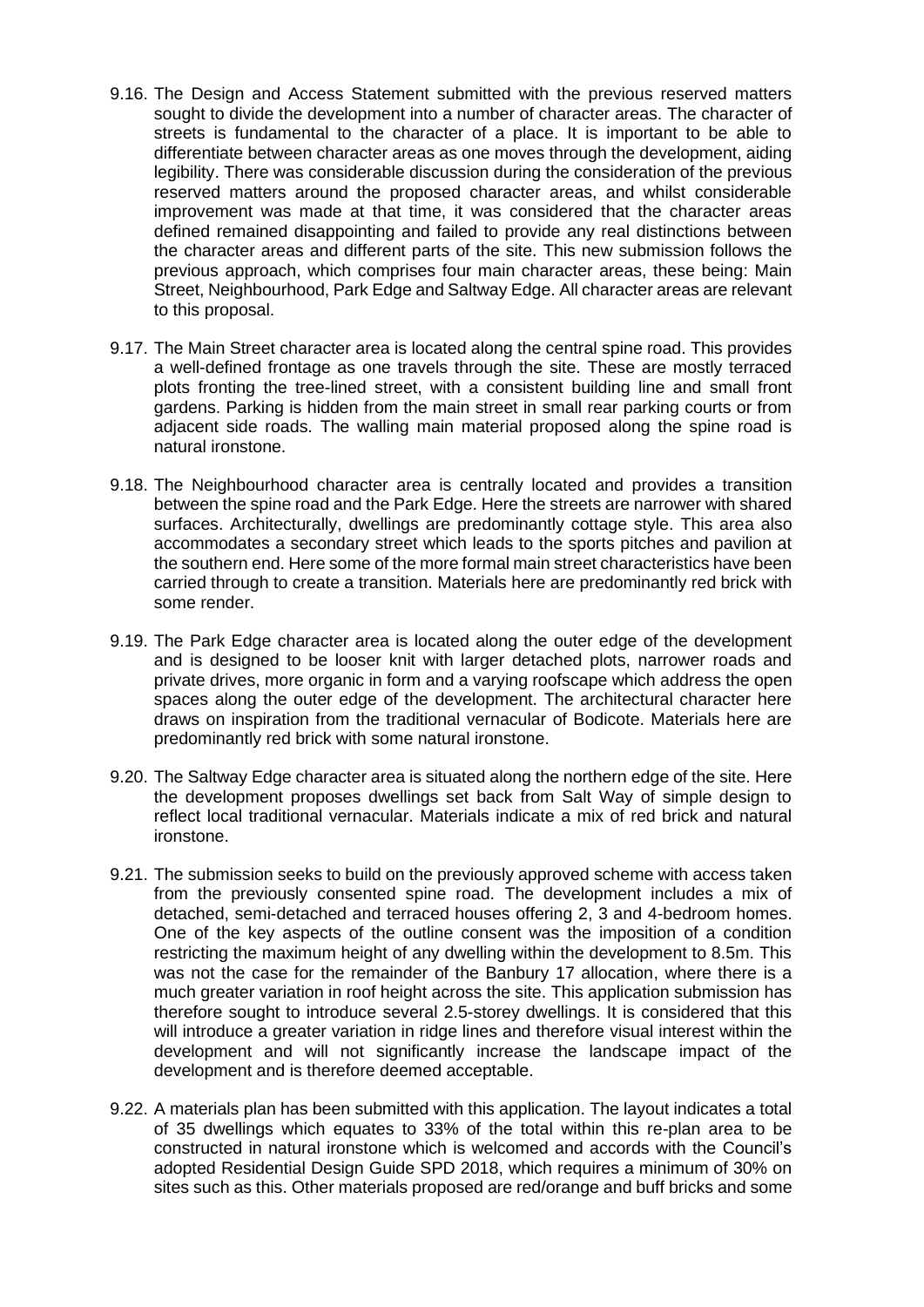9.16. The Design and Access Statement submitted with the previous reserved matters sought to divide the development into a number of character areas. The character of streets is fundamental to the character of a place. It is important to be able to differentiate between character areas as one moves through the development, aiding legibility. There was considerable discussion during the consideration of the previous reserved matters around the proposed character areas, and whilst considerable improvement was made at that time, it was considered that the character areas defined remained disappointing and failed to provide any real distinctions between the character areas and different parts of the site. This new submission follows the previous approach, which comprises four main character areas, these being: Main Street, Neighbourhood, Park Edge and Saltway Edge. All character areas are relevant to this proposal.

9.17. The Main Street character area is located along the central spine road. This provides a well-defined frontage as one travels through the site. These are mostly terraced plots fronting the tree-lined street, with a consistent building line and small front gardens. Parking is hidden from the main street in small rear parking courts or from adjacent side roads. The walling main material proposed along the spine road is natural ironstone.

9.18. The Neighbourhood character area is centrally located and provides a transition between the spine road and the Park Edge. Here the streets are narrower with shared surfaces. Architecturally, dwellings are predominantly cottage style. This area also accommodates a secondary street which leads to the sports pitches and pavilion at the southern end. Here some of the more formal main street characteristics have been carried through to create a transition. Materials here are predominantly red brick with some render.

9.19. The Park Edge character area is located along the outer edge of the development and is designed to be looser knit with larger detached plots, narrower roads and private drives, more organic in form and a varying roofscape which address the open spaces along the outer edge of the development. The architectural character here draws on inspiration from the traditional vernacular of Bodicote. Materials here are predominantly red brick with some natural ironstone.

9.20. The Saltway Edge character area is situated along the northern edge of the site. Here the development proposes dwellings set back from Salt Way of simple design to reflect local traditional vernacular. Materials indicate a mix of red brick and natural ironstone.

9.21. The submission seeks to build on the previously approved scheme with access taken from the previously consented spine road. The development includes a mix of detached, semi-detached and terraced houses offering 2, 3 and 4-bedroom homes. One of the key aspects of the outline consent was the imposition of a condition restricting the maximum height of any dwelling within the development to 8.5m. This was not the case for the remainder of the Banbury 17 allocation, where there is a much greater variation in roof height across the site. This application submission has therefore sought to introduce several 2.5-storey dwellings. It is considered that this will introduce a greater variation in ridge lines and therefore visual interest within the development and will not significantly increase the landscape impact of the development and is therefore deemed acceptable.

9.22. A materials plan has been submitted with this application. The layout indicates a total of 35 dwellings which equates to 33% of the total within this re-plan area to be constructed in natural ironstone which is welcomed and accords with the Council's adopted Residential Design Guide SPD 2018, which requires a minimum of 30% on sites such as this. Other materials proposed are red/orange and buff bricks and some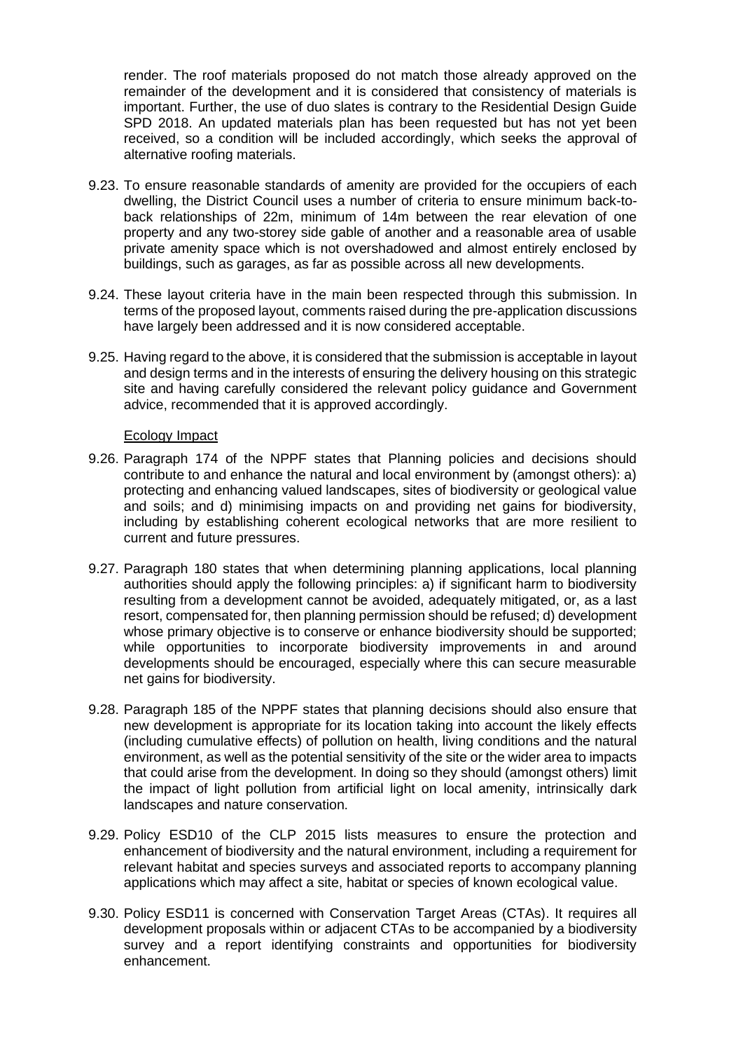render. The roof materials proposed do not match those already approved on the remainder of the development and it is considered that consistency of materials is important. Further, the use of duo slates is contrary to the Residential Design Guide SPD 2018. An updated materials plan has been requested but has not yet been received, so a condition will be included accordingly, which seeks the approval of alternative roofing materials.

9.23. To ensure reasonable standards of amenity are provided for the occupiers of each dwelling, the District Council uses a number of criteria to ensure minimum back-to-back relationships of 22m, minimum of 14m between the rear elevation of one property and any two-storey side gable of another and a reasonable area of usable private amenity space which is not overshadowed and almost entirely enclosed by buildings, such as garages, as far as possible across all new developments.

9.24. These layout criteria have in the main been respected through this submission. In terms of the proposed layout, comments raised during the pre-application discussions have largely been addressed and it is now considered acceptable.

9.25. Having regard to the above, it is considered that the submission is acceptable in layout and design terms and in the interests of ensuring the delivery housing on this strategic site and having carefully considered the relevant policy guidance and Government advice, recommended that it is approved accordingly.

Ecology Impact

9.26. Paragraph 174 of the NPPF states that Planning policies and decisions should contribute to and enhance the natural and local environment by (amongst others): a) protecting and enhancing valued landscapes, sites of biodiversity or geological value and soils; and d) minimising impacts on and providing net gains for biodiversity, including by establishing coherent ecological networks that are more resilient to current and future pressures.

9.27. Paragraph 180 states that when determining planning applications, local planning authorities should apply the following principles: a) if significant harm to biodiversity resulting from a development cannot be avoided, adequately mitigated, or, as a last resort, compensated for, then planning permission should be refused; d) development whose primary objective is to conserve or enhance biodiversity should be supported; while opportunities to incorporate biodiversity improvements in and around developments should be encouraged, especially where this can secure measurable net gains for biodiversity.

9.28. Paragraph 185 of the NPPF states that planning decisions should also ensure that new development is appropriate for its location taking into account the likely effects (including cumulative effects) of pollution on health, living conditions and the natural environment, as well as the potential sensitivity of the site or the wider area to impacts that could arise from the development. In doing so they should (amongst others) limit the impact of light pollution from artificial light on local amenity, intrinsically dark landscapes and nature conservation.

9.29. Policy ESD10 of the CLP 2015 lists measures to ensure the protection and enhancement of biodiversity and the natural environment, including a requirement for relevant habitat and species surveys and associated reports to accompany planning applications which may affect a site, habitat or species of known ecological value.

9.30. Policy ESD11 is concerned with Conservation Target Areas (CTAs). It requires all development proposals within or adjacent CTAs to be accompanied by a biodiversity survey and a report identifying constraints and opportunities for biodiversity enhancement.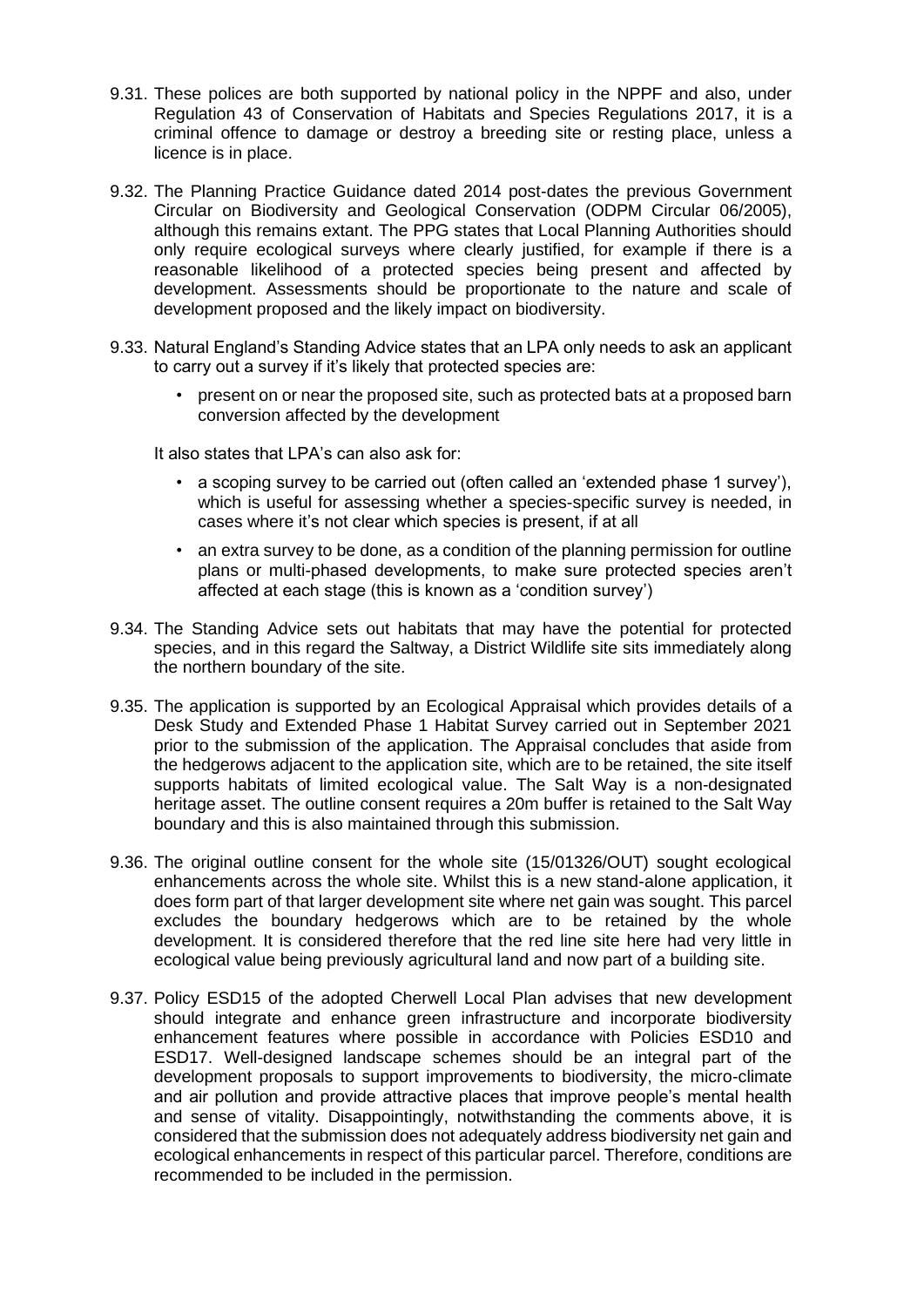9.31. These polices are both supported by national policy in the NPPF and also, under Regulation 43 of Conservation of Habitats and Species Regulations 2017, it is a criminal offence to damage or destroy a breeding site or resting place, unless a licence is in place.

9.32. The Planning Practice Guidance dated 2014 post-dates the previous Government Circular on Biodiversity and Geological Conservation (ODPM Circular 06/2005), although this remains extant. The PPG states that Local Planning Authorities should only require ecological surveys where clearly justified, for example if there is a reasonable likelihood of a protected species being present and affected by development. Assessments should be proportionate to the nature and scale of development proposed and the likely impact on biodiversity.

9.33. Natural England's Standing Advice states that an LPA only needs to ask an applicant to carry out a survey if it's likely that protected species are:

- present on or near the proposed site, such as protected bats at a proposed barn conversion affected by the development

It also states that LPA's can also ask for:

- a scoping survey to be carried out (often called an 'extended phase 1 survey'), which is useful for assessing whether a species-specific survey is needed, in cases where it's not clear which species is present, if at all
- an extra survey to be done, as a condition of the planning permission for outline plans or multi-phased developments, to make sure protected species aren't affected at each stage (this is known as a 'condition survey')

9.34. The Standing Advice sets out habitats that may have the potential for protected species, and in this regard the Saltway, a District Wildlife site sits immediately along the northern boundary of the site.

9.35. The application is supported by an Ecological Appraisal which provides details of a Desk Study and Extended Phase 1 Habitat Survey carried out in September 2021 prior to the submission of the application. The Appraisal concludes that aside from the hedgerows adjacent to the application site, which are to be retained, the site itself supports habitats of limited ecological value. The Salt Way is a non-designated heritage asset. The outline consent requires a 20m buffer is retained to the Salt Way boundary and this is also maintained through this submission.

9.36. The original outline consent for the whole site (15/01326/OUT) sought ecological enhancements across the whole site. Whilst this is a new stand-alone application, it does form part of that larger development site where net gain was sought. This parcel excludes the boundary hedgerows which are to be retained by the whole development. It is considered therefore that the red line site here had very little in ecological value being previously agricultural land and now part of a building site.

9.37. Policy ESD15 of the adopted Cherwell Local Plan advises that new development should integrate and enhance green infrastructure and incorporate biodiversity enhancement features where possible in accordance with Policies ESD10 and ESD17. Well-designed landscape schemes should be an integral part of the development proposals to support improvements to biodiversity, the micro-climate and air pollution and provide attractive places that improve people's mental health and sense of vitality. Disappointingly, notwithstanding the comments above, it is considered that the submission does not adequately address biodiversity net gain and ecological enhancements in respect of this particular parcel. Therefore, conditions are recommended to be included in the permission.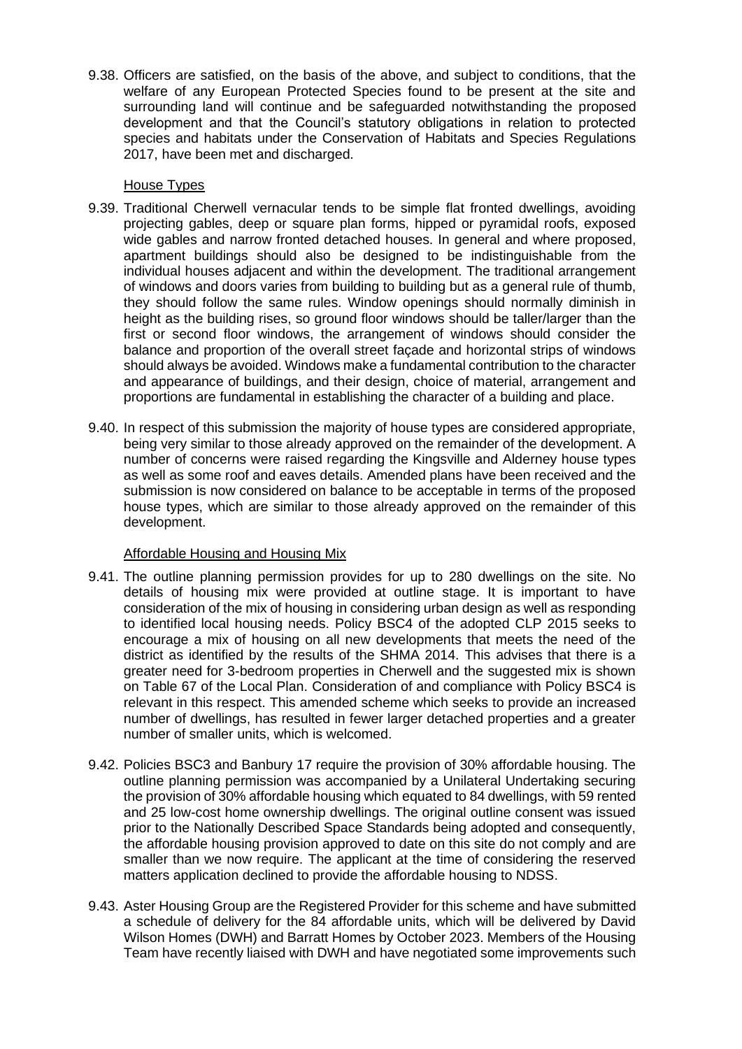9.38. Officers are satisfied, on the basis of the above, and subject to conditions, that the welfare of any European Protected Species found to be present at the site and surrounding land will continue and be safeguarded notwithstanding the proposed development and that the Council's statutory obligations in relation to protected species and habitats under the Conservation of Habitats and Species Regulations 2017, have been met and discharged.

House Types

9.39. Traditional Cherwell vernacular tends to be simple flat fronted dwellings, avoiding projecting gables, deep or square plan forms, hipped or pyramidal roofs, exposed wide gables and narrow fronted detached houses. In general and where proposed, apartment buildings should also be designed to be indistinguishable from the individual houses adjacent and within the development. The traditional arrangement of windows and doors varies from building to building but as a general rule of thumb, they should follow the same rules. Window openings should normally diminish in height as the building rises, so ground floor windows should be taller/larger than the first or second floor windows, the arrangement of windows should consider the balance and proportion of the overall street façade and horizontal strips of windows should always be avoided. Windows make a fundamental contribution to the character and appearance of buildings, and their design, choice of material, arrangement and proportions are fundamental in establishing the character of a building and place.

9.40. In respect of this submission the majority of house types are considered appropriate, being very similar to those already approved on the remainder of the development. A number of concerns were raised regarding the Kingsville and Alderney house types as well as some roof and eaves details. Amended plans have been received and the submission is now considered on balance to be acceptable in terms of the proposed house types, which are similar to those already approved on the remainder of this development.

Affordable Housing and Housing Mix

9.41. The outline planning permission provides for up to 280 dwellings on the site. No details of housing mix were provided at outline stage. It is important to have consideration of the mix of housing in considering urban design as well as responding to identified local housing needs. Policy BSC4 of the adopted CLP 2015 seeks to encourage a mix of housing on all new developments that meets the need of the district as identified by the results of the SHMA 2014. This advises that there is a greater need for 3-bedroom properties in Cherwell and the suggested mix is shown on Table 67 of the Local Plan. Consideration of and compliance with Policy BSC4 is relevant in this respect. This amended scheme which seeks to provide an increased number of dwellings, has resulted in fewer larger detached properties and a greater number of smaller units, which is welcomed.

9.42. Policies BSC3 and Banbury 17 require the provision of 30% affordable housing. The outline planning permission was accompanied by a Unilateral Undertaking securing the provision of 30% affordable housing which equated to 84 dwellings, with 59 rented and 25 low-cost home ownership dwellings. The original outline consent was issued prior to the Nationally Described Space Standards being adopted and consequently, the affordable housing provision approved to date on this site do not comply and are smaller than we now require. The applicant at the time of considering the reserved matters application declined to provide the affordable housing to NDSS.

9.43. Aster Housing Group are the Registered Provider for this scheme and have submitted a schedule of delivery for the 84 affordable units, which will be delivered by David Wilson Homes (DWH) and Barratt Homes by October 2023. Members of the Housing Team have recently liaised with DWH and have negotiated some improvements such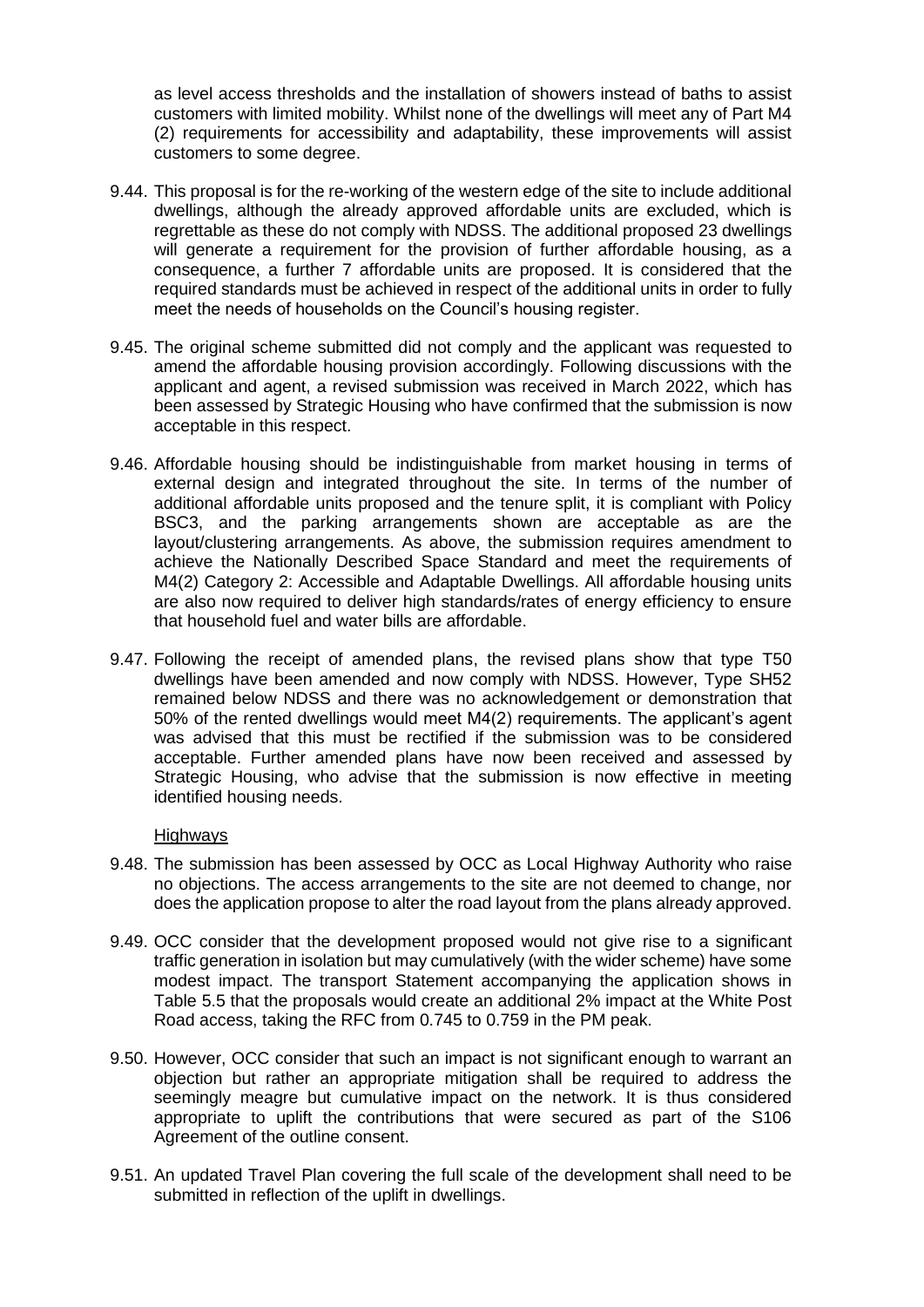as level access thresholds and the installation of showers instead of baths to assist customers with limited mobility. Whilst none of the dwellings will meet any of Part M4 (2) requirements for accessibility and adaptability, these improvements will assist customers to some degree.

9.44. This proposal is for the re-working of the western edge of the site to include additional dwellings, although the already approved affordable units are excluded, which is regrettable as these do not comply with NDSS. The additional proposed 23 dwellings will generate a requirement for the provision of further affordable housing, as a consequence, a further 7 affordable units are proposed. It is considered that the required standards must be achieved in respect of the additional units in order to fully meet the needs of households on the Council's housing register.

9.45. The original scheme submitted did not comply and the applicant was requested to amend the affordable housing provision accordingly. Following discussions with the applicant and agent, a revised submission was received in March 2022, which has been assessed by Strategic Housing who have confirmed that the submission is now acceptable in this respect.

9.46. Affordable housing should be indistinguishable from market housing in terms of external design and integrated throughout the site. In terms of the number of additional affordable units proposed and the tenure split, it is compliant with Policy BSC3, and the parking arrangements shown are acceptable as are the layout/clustering arrangements. As above, the submission requires amendment to achieve the Nationally Described Space Standard and meet the requirements of M4(2) Category 2: Accessible and Adaptable Dwellings. All affordable housing units are also now required to deliver high standards/rates of energy efficiency to ensure that household fuel and water bills are affordable.

9.47. Following the receipt of amended plans, the revised plans show that type T50 dwellings have been amended and now comply with NDSS. However, Type SH52 remained below NDSS and there was no acknowledgement or demonstration that 50% of the rented dwellings would meet M4(2) requirements. The applicant's agent was advised that this must be rectified if the submission was to be considered acceptable. Further amended plans have now been received and assessed by Strategic Housing, who advise that the submission is now effective in meeting identified housing needs.

Highways

9.48. The submission has been assessed by OCC as Local Highway Authority who raise no objections. The access arrangements to the site are not deemed to change, nor does the application propose to alter the road layout from the plans already approved.

9.49. OCC consider that the development proposed would not give rise to a significant traffic generation in isolation but may cumulatively (with the wider scheme) have some modest impact. The transport Statement accompanying the application shows in Table 5.5 that the proposals would create an additional 2% impact at the White Post Road access, taking the RFC from 0.745 to 0.759 in the PM peak.

9.50. However, OCC consider that such an impact is not significant enough to warrant an objection but rather an appropriate mitigation shall be required to address the seemingly meagre but cumulative impact on the network. It is thus considered appropriate to uplift the contributions that were secured as part of the S106 Agreement of the outline consent.

9.51. An updated Travel Plan covering the full scale of the development shall need to be submitted in reflection of the uplift in dwellings.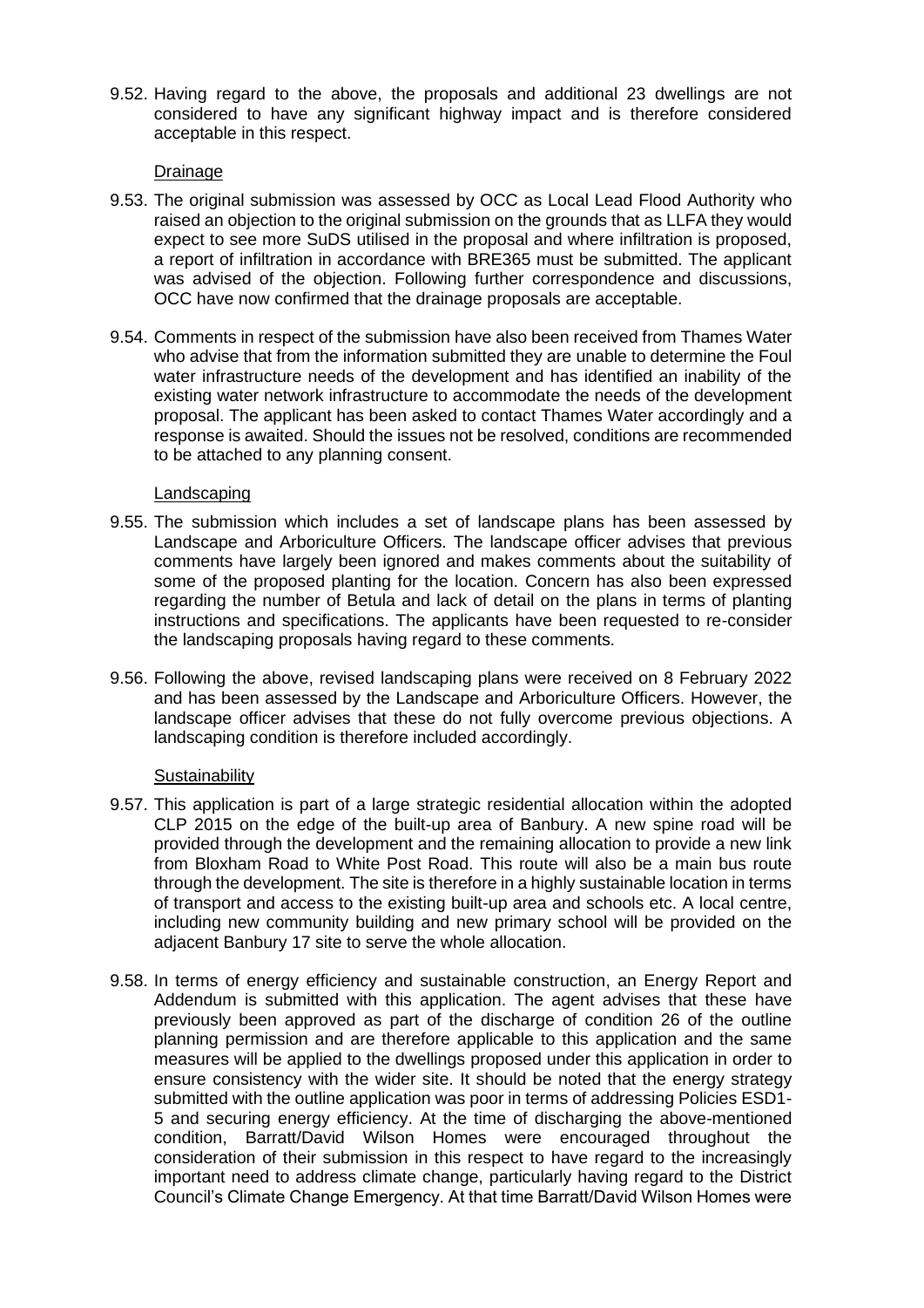9.52. Having regard to the above, the proposals and additional 23 dwellings are not considered to have any significant highway impact and is therefore considered acceptable in this respect.

Drainage

9.53. The original submission was assessed by OCC as Local Lead Flood Authority who raised an objection to the original submission on the grounds that as LLFA they would expect to see more SuDS utilised in the proposal and where infiltration is proposed, a report of infiltration in accordance with BRE365 must be submitted. The applicant was advised of the objection. Following further correspondence and discussions, OCC have now confirmed that the drainage proposals are acceptable.

9.54. Comments in respect of the submission have also been received from Thames Water who advise that from the information submitted they are unable to determine the Foul water infrastructure needs of the development and has identified an inability of the existing water network infrastructure to accommodate the needs of the development proposal. The applicant has been asked to contact Thames Water accordingly and a response is awaited. Should the issues not be resolved, conditions are recommended to be attached to any planning consent.

Landscaping

9.55. The submission which includes a set of landscape plans has been assessed by Landscape and Arboriculture Officers. The landscape officer advises that previous comments have largely been ignored and makes comments about the suitability of some of the proposed planting for the location. Concern has also been expressed regarding the number of Betula and lack of detail on the plans in terms of planting instructions and specifications. The applicants have been requested to re-consider the landscaping proposals having regard to these comments.

9.56. Following the above, revised landscaping plans were received on 8 February 2022 and has been assessed by the Landscape and Arboriculture Officers. However, the landscape officer advises that these do not fully overcome previous objections. A landscaping condition is therefore included accordingly.

Sustainability

9.57. This application is part of a large strategic residential allocation within the adopted CLP 2015 on the edge of the built-up area of Banbury. A new spine road will be provided through the development and the remaining allocation to provide a new link from Bloxham Road to White Post Road. This route will also be a main bus route through the development. The site is therefore in a highly sustainable location in terms of transport and access to the existing built-up area and schools etc. A local centre, including new community building and new primary school will be provided on the adjacent Banbury 17 site to serve the whole allocation.

9.58. In terms of energy efficiency and sustainable construction, an Energy Report and Addendum is submitted with this application. The agent advises that these have previously been approved as part of the discharge of condition 26 of the outline planning permission and are therefore applicable to this application and the same measures will be applied to the dwellings proposed under this application in order to ensure consistency with the wider site. It should be noted that the energy strategy submitted with the outline application was poor in terms of addressing Policies ESD1-5 and securing energy efficiency. At the time of discharging the above-mentioned condition, Barratt/David Wilson Homes were encouraged throughout the consideration of their submission in this respect to have regard to the increasingly important need to address climate change, particularly having regard to the District Council's Climate Change Emergency. At that time Barratt/David Wilson Homes were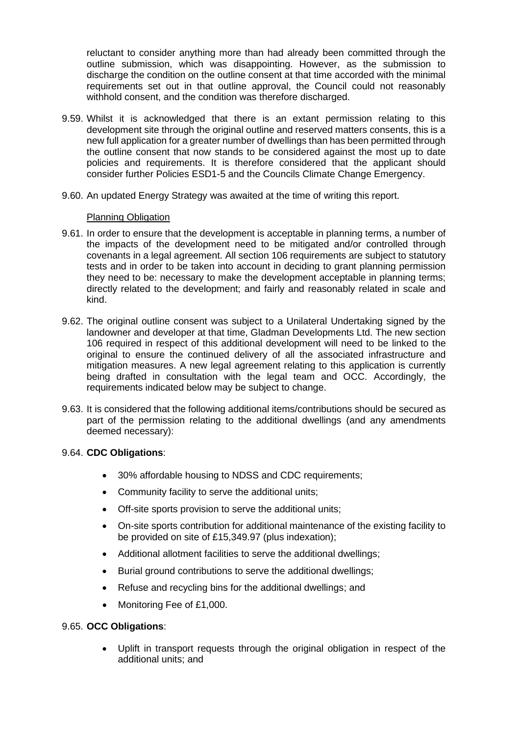reluctant to consider anything more than had already been committed through the outline submission, which was disappointing. However, as the submission to discharge the condition on the outline consent at that time accorded with the minimal requirements set out in that outline approval, the Council could not reasonably withhold consent, and the condition was therefore discharged.

9.59. Whilst it is acknowledged that there is an extant permission relating to this development site through the original outline and reserved matters consents, this is a new full application for a greater number of dwellings than has been permitted through the outline consent that now stands to be considered against the most up to date policies and requirements. It is therefore considered that the applicant should consider further Policies ESD1-5 and the Councils Climate Change Emergency.

9.60. An updated Energy Strategy was awaited at the time of writing this report.

Planning Obligation

9.61. In order to ensure that the development is acceptable in planning terms, a number of the impacts of the development need to be mitigated and/or controlled through covenants in a legal agreement. All section 106 requirements are subject to statutory tests and in order to be taken into account in deciding to grant planning permission they need to be: necessary to make the development acceptable in planning terms; directly related to the development; and fairly and reasonably related in scale and kind.

9.62. The original outline consent was subject to a Unilateral Undertaking signed by the landowner and developer at that time, Gladman Developments Ltd. The new section 106 required in respect of this additional development will need to be linked to the original to ensure the continued delivery of all the associated infrastructure and mitigation measures. A new legal agreement relating to this application is currently being drafted in consultation with the legal team and OCC. Accordingly, the requirements indicated below may be subject to change.

9.63. It is considered that the following additional items/contributions should be secured as part of the permission relating to the additional dwellings (and any amendments deemed necessary):

9.64. **CDC Obligations**:

- 30% affordable housing to NDSS and CDC requirements;
- Community facility to serve the additional units;
- Off-site sports provision to serve the additional units;
- On-site sports contribution for additional maintenance of the existing facility to be provided on site of £15,349.97 (plus indexation);
- Additional allotment facilities to serve the additional dwellings;
- Burial ground contributions to serve the additional dwellings;
- Refuse and recycling bins for the additional dwellings; and
- Monitoring Fee of £1,000.

9.65. **OCC Obligations**:

- Uplift in transport requests through the original obligation in respect of the additional units; and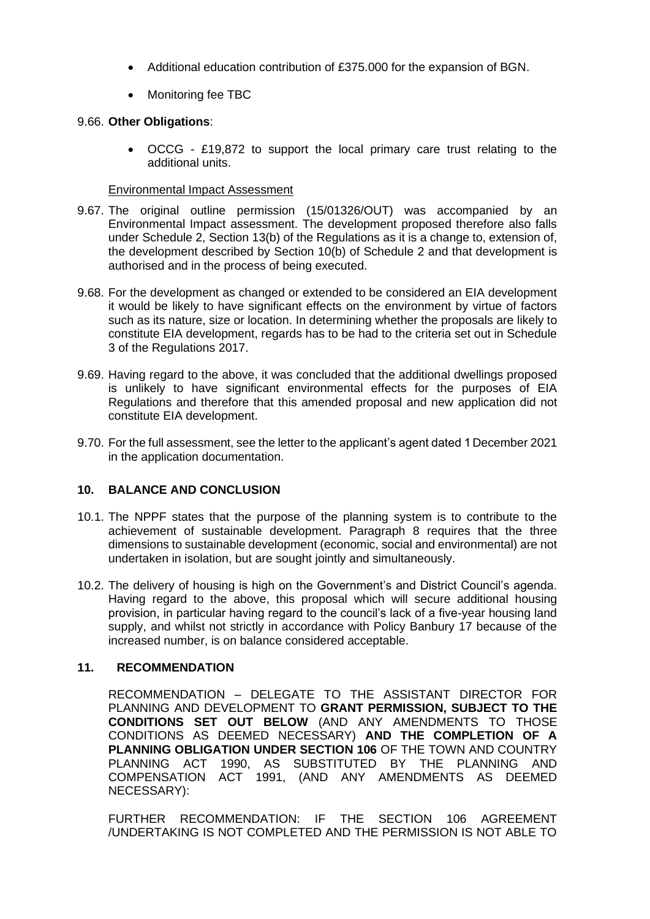- Additional education contribution of £375.000 for the expansion of BGN.
- Monitoring fee TBC

9.66. **Other Obligations**:

- OCCG - £19,872 to support the local primary care trust relating to the additional units.

Environmental Impact Assessment

9.67. The original outline permission (15/01326/OUT) was accompanied by an Environmental Impact assessment. The development proposed therefore also falls under Schedule 2, Section 13(b) of the Regulations as it is a change to, extension of, the development described by Section 10(b) of Schedule 2 and that development is authorised and in the process of being executed.

9.68. For the development as changed or extended to be considered an EIA development it would be likely to have significant effects on the environment by virtue of factors such as its nature, size or location. In determining whether the proposals are likely to constitute EIA development, regards has to be had to the criteria set out in Schedule 3 of the Regulations 2017.

9.69. Having regard to the above, it was concluded that the additional dwellings proposed is unlikely to have significant environmental effects for the purposes of EIA Regulations and therefore that this amended proposal and new application did not constitute EIA development.

9.70. For the full assessment, see the letter to the applicant's agent dated 1 December 2021 in the application documentation.

## 10. BALANCE AND CONCLUSION

10.1. The NPPF states that the purpose of the planning system is to contribute to the achievement of sustainable development. Paragraph 8 requires that the three dimensions to sustainable development (economic, social and environmental) are not undertaken in isolation, but are sought jointly and simultaneously.

10.2. The delivery of housing is high on the Government's and District Council's agenda. Having regard to the above, this proposal which will secure additional housing provision, in particular having regard to the council's lack of a five-year housing land supply, and whilst not strictly in accordance with Policy Banbury 17 because of the increased number, is on balance considered acceptable.

## 11. RECOMMENDATION

RECOMMENDATION – DELEGATE TO THE ASSISTANT DIRECTOR FOR PLANNING AND DEVELOPMENT TO **GRANT PERMISSION, SUBJECT TO THE CONDITIONS SET OUT BELOW** (AND ANY AMENDMENTS TO THOSE CONDITIONS AS DEEMED NECESSARY) **AND THE COMPLETION OF A PLANNING OBLIGATION UNDER SECTION 106** OF THE TOWN AND COUNTRY PLANNING ACT 1990, AS SUBSTITUTED BY THE PLANNING AND COMPENSATION ACT 1991, (AND ANY AMENDMENTS AS DEEMED NECESSARY):

FURTHER RECOMMENDATION: IF THE SECTION 106 AGREEMENT /UNDERTAKING IS NOT COMPLETED AND THE PERMISSION IS NOT ABLE TO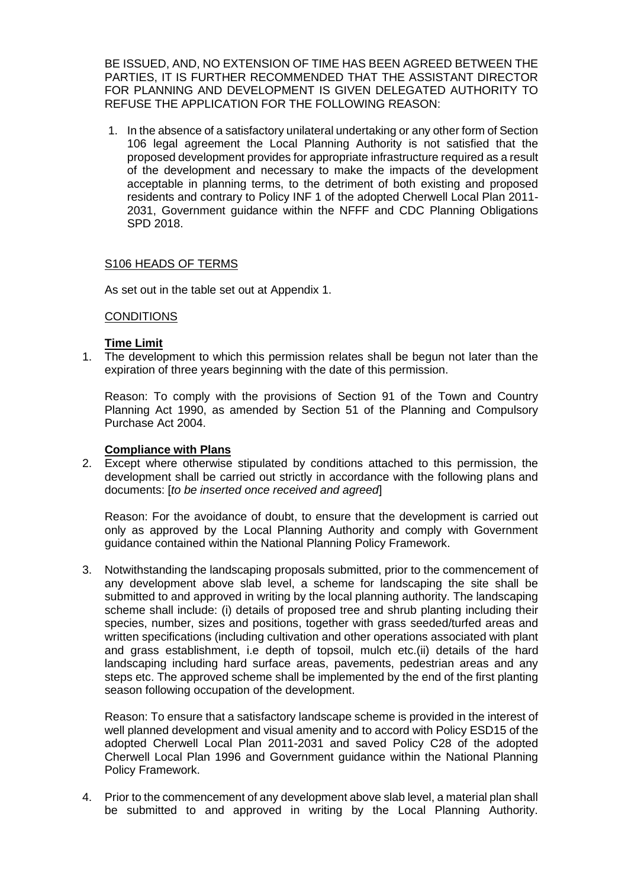BE ISSUED, AND, NO EXTENSION OF TIME HAS BEEN AGREED BETWEEN THE PARTIES, IT IS FURTHER RECOMMENDED THAT THE ASSISTANT DIRECTOR FOR PLANNING AND DEVELOPMENT IS GIVEN DELEGATED AUTHORITY TO REFUSE THE APPLICATION FOR THE FOLLOWING REASON:

1. In the absence of a satisfactory unilateral undertaking or any other form of Section 106 legal agreement the Local Planning Authority is not satisfied that the proposed development provides for appropriate infrastructure required as a result of the development and necessary to make the impacts of the development acceptable in planning terms, to the detriment of both existing and proposed residents and contrary to Policy INF 1 of the adopted Cherwell Local Plan 2011-2031, Government guidance within the NFFF and CDC Planning Obligations SPD 2018.

<u>S106 HEADS OF TERMS</u>

As set out in the table set out at Appendix 1.

<u>CONDITIONS</u>

**<u>Time Limit</u>**

1. The development to which this permission relates shall be begun not later than the expiration of three years beginning with the date of this permission.

   Reason: To comply with the provisions of Section 91 of the Town and Country Planning Act 1990, as amended by Section 51 of the Planning and Compulsory Purchase Act 2004.

**<u>Compliance with Plans</u>**

2. Except where otherwise stipulated by conditions attached to this permission, the development shall be carried out strictly in accordance with the following plans and documents: [*to be inserted once received and agreed*]

   Reason: For the avoidance of doubt, to ensure that the development is carried out only as approved by the Local Planning Authority and comply with Government guidance contained within the National Planning Policy Framework.

3. Notwithstanding the landscaping proposals submitted, prior to the commencement of any development above slab level, a scheme for landscaping the site shall be submitted to and approved in writing by the local planning authority. The landscaping scheme shall include: (i) details of proposed tree and shrub planting including their species, number, sizes and positions, together with grass seeded/turfed areas and written specifications (including cultivation and other operations associated with plant and grass establishment, i.e depth of topsoil, mulch etc.(ii) details of the hard landscaping including hard surface areas, pavements, pedestrian areas and any steps etc. The approved scheme shall be implemented by the end of the first planting season following occupation of the development.

   Reason: To ensure that a satisfactory landscape scheme is provided in the interest of well planned development and visual amenity and to accord with Policy ESD15 of the adopted Cherwell Local Plan 2011-2031 and saved Policy C28 of the adopted Cherwell Local Plan 1996 and Government guidance within the National Planning Policy Framework.

4. Prior to the commencement of any development above slab level, a material plan shall be submitted to and approved in writing by the Local Planning Authority.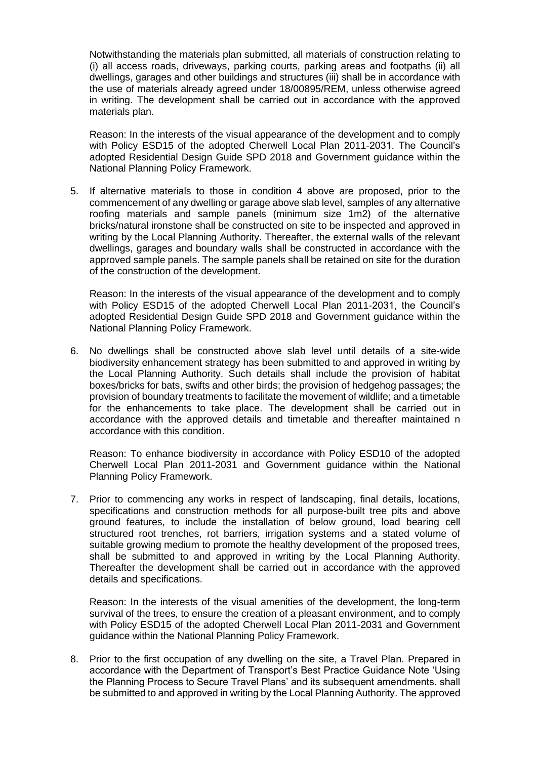Notwithstanding the materials plan submitted, all materials of construction relating to (i) all access roads, driveways, parking courts, parking areas and footpaths (ii) all dwellings, garages and other buildings and structures (iii) shall be in accordance with the use of materials already agreed under 18/00895/REM, unless otherwise agreed in writing. The development shall be carried out in accordance with the approved materials plan.

Reason: In the interests of the visual appearance of the development and to comply with Policy ESD15 of the adopted Cherwell Local Plan 2011-2031. The Council's adopted Residential Design Guide SPD 2018 and Government guidance within the National Planning Policy Framework.

5. If alternative materials to those in condition 4 above are proposed, prior to the commencement of any dwelling or garage above slab level, samples of any alternative roofing materials and sample panels (minimum size 1m2) of the alternative bricks/natural ironstone shall be constructed on site to be inspected and approved in writing by the Local Planning Authority. Thereafter, the external walls of the relevant dwellings, garages and boundary walls shall be constructed in accordance with the approved sample panels. The sample panels shall be retained on site for the duration of the construction of the development.

   Reason: In the interests of the visual appearance of the development and to comply with Policy ESD15 of the adopted Cherwell Local Plan 2011-2031, the Council's adopted Residential Design Guide SPD 2018 and Government guidance within the National Planning Policy Framework.

6. No dwellings shall be constructed above slab level until details of a site-wide biodiversity enhancement strategy has been submitted to and approved in writing by the Local Planning Authority. Such details shall include the provision of habitat boxes/bricks for bats, swifts and other birds; the provision of hedgehog passages; the provision of boundary treatments to facilitate the movement of wildlife; and a timetable for the enhancements to take place. The development shall be carried out in accordance with the approved details and timetable and thereafter maintained n accordance with this condition.

   Reason: To enhance biodiversity in accordance with Policy ESD10 of the adopted Cherwell Local Plan 2011-2031 and Government guidance within the National Planning Policy Framework.

7. Prior to commencing any works in respect of landscaping, final details, locations, specifications and construction methods for all purpose-built tree pits and above ground features, to include the installation of below ground, load bearing cell structured root trenches, rot barriers, irrigation systems and a stated volume of suitable growing medium to promote the healthy development of the proposed trees, shall be submitted to and approved in writing by the Local Planning Authority. Thereafter the development shall be carried out in accordance with the approved details and specifications.

   Reason: In the interests of the visual amenities of the development, the long-term survival of the trees, to ensure the creation of a pleasant environment, and to comply with Policy ESD15 of the adopted Cherwell Local Plan 2011-2031 and Government guidance within the National Planning Policy Framework.

8. Prior to the first occupation of any dwelling on the site, a Travel Plan. Prepared in accordance with the Department of Transport's Best Practice Guidance Note 'Using the Planning Process to Secure Travel Plans' and its subsequent amendments. shall be submitted to and approved in writing by the Local Planning Authority. The approved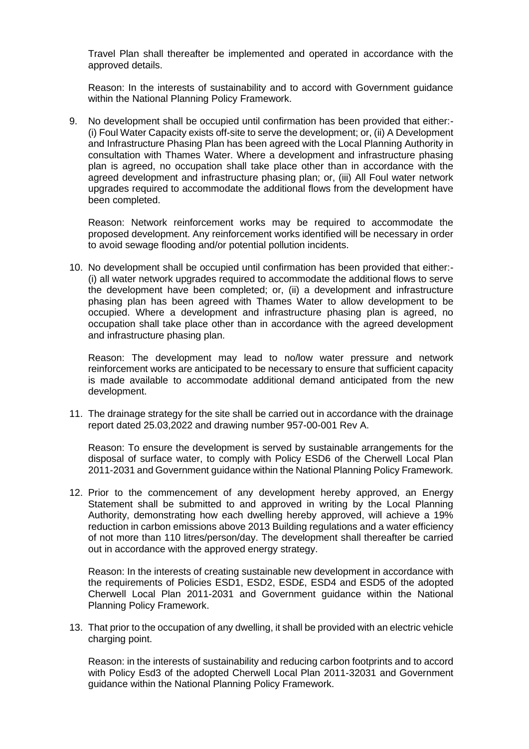Travel Plan shall thereafter be implemented and operated in accordance with the approved details.

Reason: In the interests of sustainability and to accord with Government guidance within the National Planning Policy Framework.

9. No development shall be occupied until confirmation has been provided that either:- (i) Foul Water Capacity exists off-site to serve the development; or, (ii) A Development and Infrastructure Phasing Plan has been agreed with the Local Planning Authority in consultation with Thames Water. Where a development and infrastructure phasing plan is agreed, no occupation shall take place other than in accordance with the agreed development and infrastructure phasing plan; or, (iii) All Foul water network upgrades required to accommodate the additional flows from the development have been completed.

   Reason: Network reinforcement works may be required to accommodate the proposed development. Any reinforcement works identified will be necessary in order to avoid sewage flooding and/or potential pollution incidents.

10. No development shall be occupied until confirmation has been provided that either:- (i) all water network upgrades required to accommodate the additional flows to serve the development have been completed; or, (ii) a development and infrastructure phasing plan has been agreed with Thames Water to allow development to be occupied. Where a development and infrastructure phasing plan is agreed, no occupation shall take place other than in accordance with the agreed development and infrastructure phasing plan.

    Reason: The development may lead to no/low water pressure and network reinforcement works are anticipated to be necessary to ensure that sufficient capacity is made available to accommodate additional demand anticipated from the new development.

11. The drainage strategy for the site shall be carried out in accordance with the drainage report dated 25.03,2022 and drawing number 957-00-001 Rev A.

    Reason: To ensure the development is served by sustainable arrangements for the disposal of surface water, to comply with Policy ESD6 of the Cherwell Local Plan 2011-2031 and Government guidance within the National Planning Policy Framework.

12. Prior to the commencement of any development hereby approved, an Energy Statement shall be submitted to and approved in writing by the Local Planning Authority, demonstrating how each dwelling hereby approved, will achieve a 19% reduction in carbon emissions above 2013 Building regulations and a water efficiency of not more than 110 litres/person/day. The development shall thereafter be carried out in accordance with the approved energy strategy.

    Reason: In the interests of creating sustainable new development in accordance with the requirements of Policies ESD1, ESD2, ESD£, ESD4 and ESD5 of the adopted Cherwell Local Plan 2011-2031 and Government guidance within the National Planning Policy Framework.

13. That prior to the occupation of any dwelling, it shall be provided with an electric vehicle charging point.

    Reason: in the interests of sustainability and reducing carbon footprints and to accord with Policy Esd3 of the adopted Cherwell Local Plan 2011-32031 and Government guidance within the National Planning Policy Framework.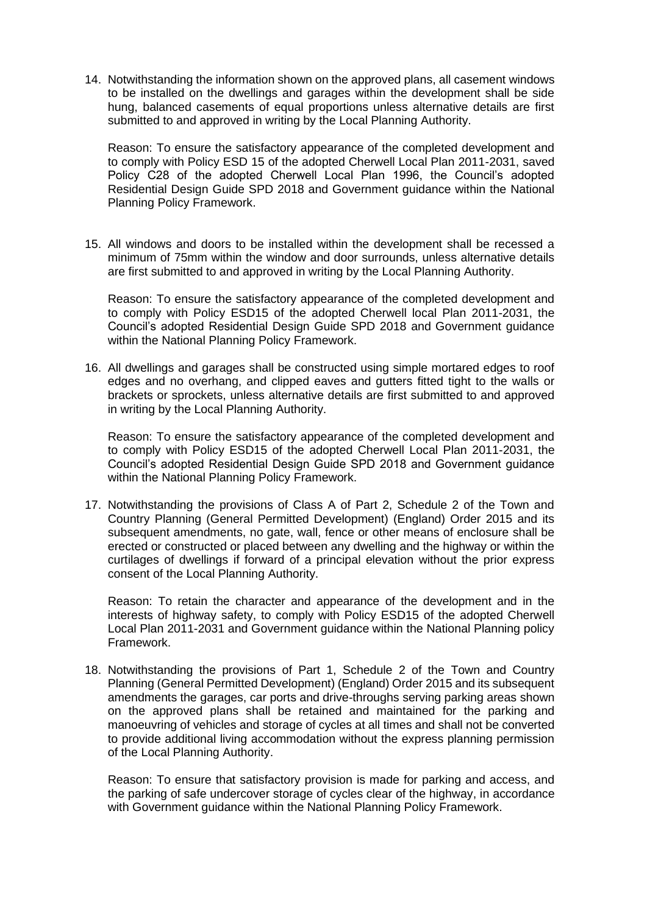14. Notwithstanding the information shown on the approved plans, all casement windows to be installed on the dwellings and garages within the development shall be side hung, balanced casements of equal proportions unless alternative details are first submitted to and approved in writing by the Local Planning Authority.

    Reason: To ensure the satisfactory appearance of the completed development and to comply with Policy ESD 15 of the adopted Cherwell Local Plan 2011-2031, saved Policy C28 of the adopted Cherwell Local Plan 1996, the Council's adopted Residential Design Guide SPD 2018 and Government guidance within the National Planning Policy Framework.

15. All windows and doors to be installed within the development shall be recessed a minimum of 75mm within the window and door surrounds, unless alternative details are first submitted to and approved in writing by the Local Planning Authority.

    Reason: To ensure the satisfactory appearance of the completed development and to comply with Policy ESD15 of the adopted Cherwell local Plan 2011-2031, the Council's adopted Residential Design Guide SPD 2018 and Government guidance within the National Planning Policy Framework.

16. All dwellings and garages shall be constructed using simple mortared edges to roof edges and no overhang, and clipped eaves and gutters fitted tight to the walls or brackets or sprockets, unless alternative details are first submitted to and approved in writing by the Local Planning Authority.

    Reason: To ensure the satisfactory appearance of the completed development and to comply with Policy ESD15 of the adopted Cherwell Local Plan 2011-2031, the Council's adopted Residential Design Guide SPD 2018 and Government guidance within the National Planning Policy Framework.

17. Notwithstanding the provisions of Class A of Part 2, Schedule 2 of the Town and Country Planning (General Permitted Development) (England) Order 2015 and its subsequent amendments, no gate, wall, fence or other means of enclosure shall be erected or constructed or placed between any dwelling and the highway or within the curtilages of dwellings if forward of a principal elevation without the prior express consent of the Local Planning Authority.

    Reason: To retain the character and appearance of the development and in the interests of highway safety, to comply with Policy ESD15 of the adopted Cherwell Local Plan 2011-2031 and Government guidance within the National Planning policy Framework.

18. Notwithstanding the provisions of Part 1, Schedule 2 of the Town and Country Planning (General Permitted Development) (England) Order 2015 and its subsequent amendments the garages, car ports and drive-throughs serving parking areas shown on the approved plans shall be retained and maintained for the parking and manoeuvring of vehicles and storage of cycles at all times and shall not be converted to provide additional living accommodation without the express planning permission of the Local Planning Authority.

    Reason: To ensure that satisfactory provision is made for parking and access, and the parking of safe undercover storage of cycles clear of the highway, in accordance with Government guidance within the National Planning Policy Framework.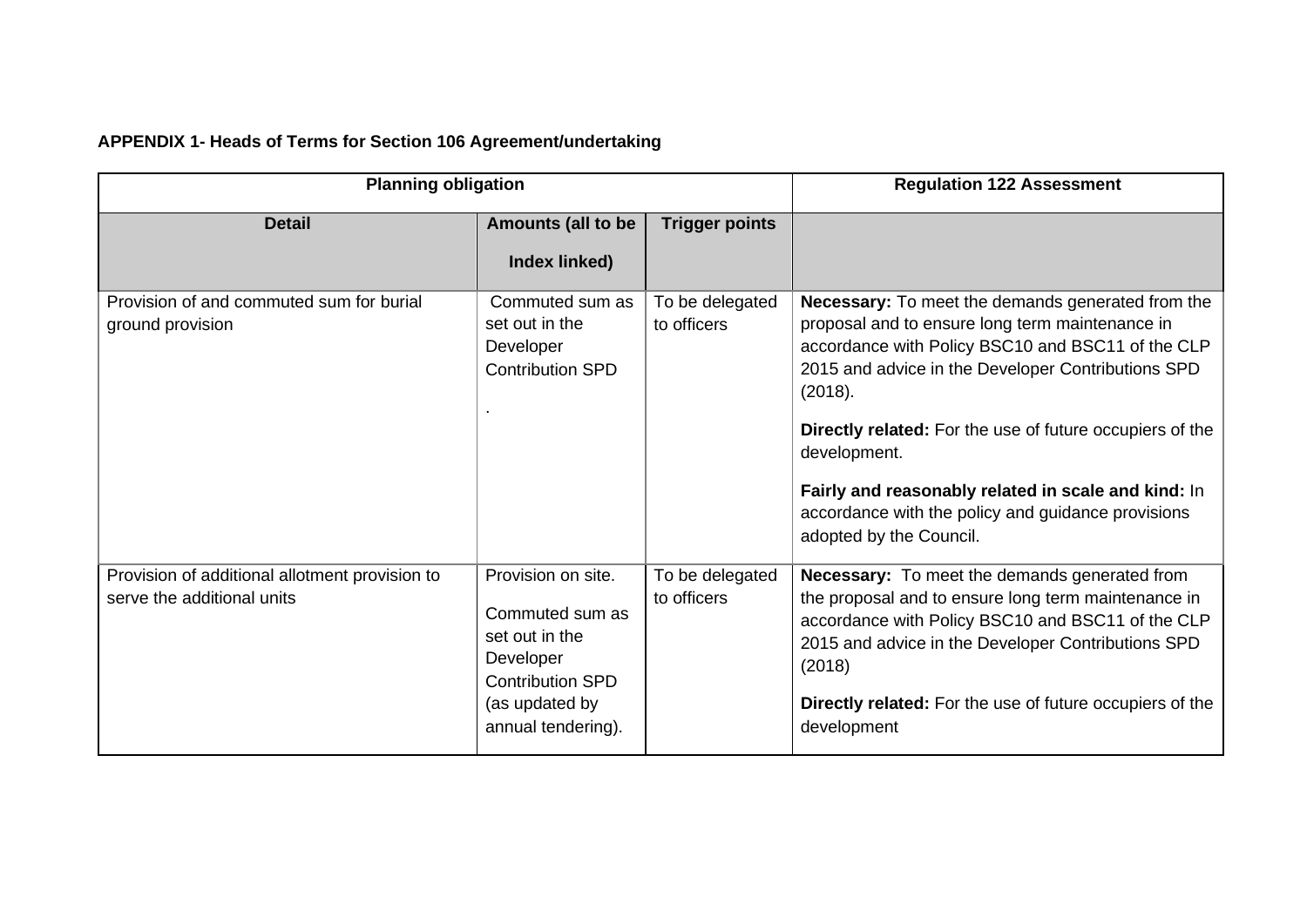**APPENDIX 1- Heads of Terms for Section 106 Agreement/undertaking**

| Planning obligation | | | Regulation 122 Assessment |
|---|---|---|---|
| **Detail** | **Amounts (all to be Index linked)** | **Trigger points** | |
| Provision of and commuted sum for burial ground provision | Commuted sum as set out in the Developer Contribution SPD<br><br>. | To be delegated to officers | **Necessary:** To meet the demands generated from the proposal and to ensure long term maintenance in accordance with Policy BSC10 and BSC11 of the CLP 2015 and advice in the Developer Contributions SPD (2018).<br><br>**Directly related:** For the use of future occupiers of the development.<br><br>**Fairly and reasonably related in scale and kind:** In accordance with the policy and guidance provisions adopted by the Council. |
| Provision of additional allotment provision to serve the additional units | Provision on site.<br><br>Commuted sum as set out in the Developer Contribution SPD (as updated by annual tendering). | To be delegated to officers | **Necessary:** To meet the demands generated from the proposal and to ensure long term maintenance in accordance with Policy BSC10 and BSC11 of the CLP 2015 and advice in the Developer Contributions SPD (2018)<br><br>**Directly related:** For the use of future occupiers of the development |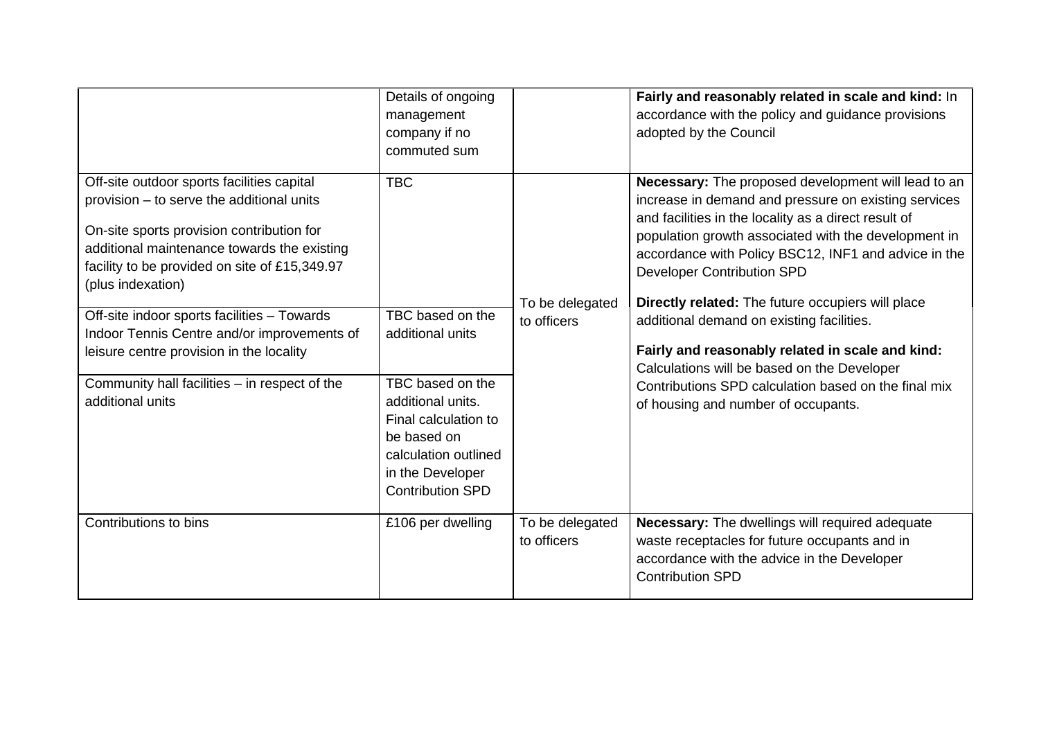| | | | |
|---|---|---|---|
| | Details of ongoing management company if no commuted sum | | **Fairly and reasonably related in scale and kind:** In accordance with the policy and guidance provisions adopted by the Council |
| Off-site outdoor sports facilities capital provision – to serve the additional units<br><br>On-site sports provision contribution for additional maintenance towards the existing facility to be provided on site of £15,349.97 (plus indexation) | TBC | To be delegated to officers | **Necessary:** The proposed development will lead to an increase in demand and pressure on existing services and facilities in the locality as a direct result of population growth associated with the development in accordance with Policy BSC12, INF1 and advice in the Developer Contribution SPD<br><br>**Directly related:** The future occupiers will place additional demand on existing facilities.<br><br>**Fairly and reasonably related in scale and kind:** Calculations will be based on the Developer Contributions SPD calculation based on the final mix of housing and number of occupants. |
| Off-site indoor sports facilities – Towards Indoor Tennis Centre and/or improvements of leisure centre provision in the locality | TBC based on the additional units | | |
| Community hall facilities – in respect of the additional units | TBC based on the additional units. Final calculation to be based on calculation outlined in the Developer Contribution SPD | | |
| Contributions to bins | £106 per dwelling | To be delegated to officers | **Necessary:** The dwellings will required adequate waste receptacles for future occupants and in accordance with the advice in the Developer Contribution SPD |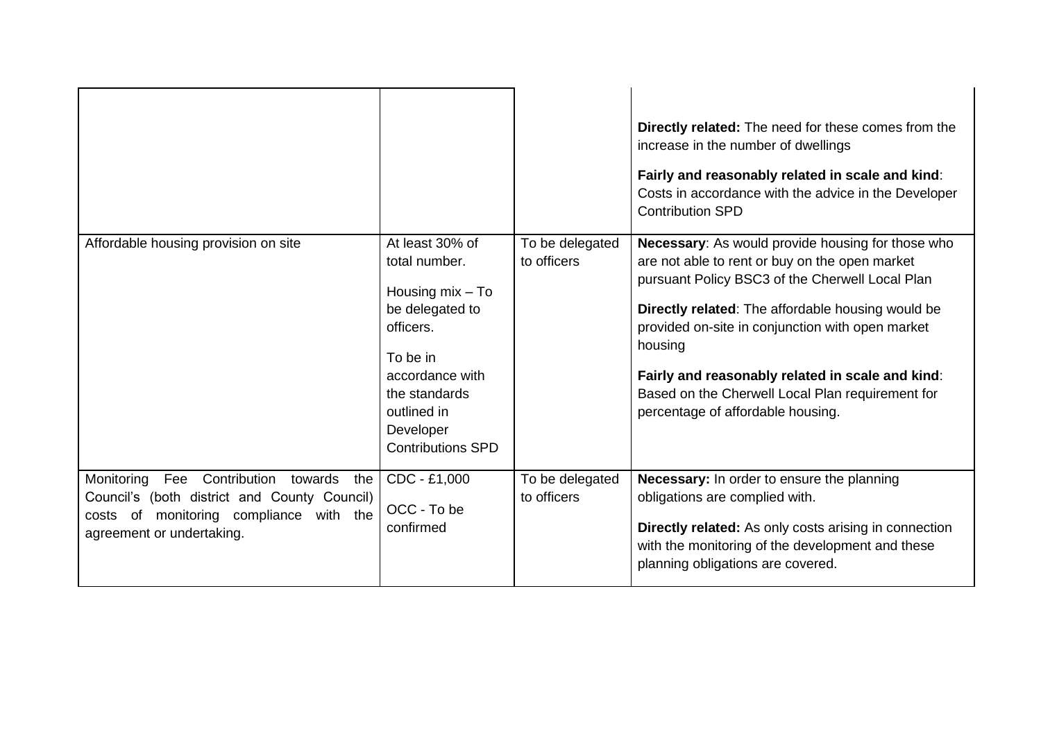| | | | |
|---|---|---|---|
| | | | **Directly related:** The need for these comes from the increase in the number of dwellings<br><br>**Fairly and reasonably related in scale and kind**: Costs in accordance with the advice in the Developer Contribution SPD |
| Affordable housing provision on site | At least 30% of total number.<br><br>Housing mix – To be delegated to officers.<br><br>To be in accordance with the standards outlined in Developer Contributions SPD | To be delegated to officers | **Necessary**: As would provide housing for those who are not able to rent or buy on the open market pursuant Policy BSC3 of the Cherwell Local Plan<br><br>**Directly related**: The affordable housing would be provided on-site in conjunction with open market housing<br><br>**Fairly and reasonably related in scale and kind**: Based on the Cherwell Local Plan requirement for percentage of affordable housing. |
| Monitoring Fee Contribution towards the Council's (both district and County Council) costs of monitoring compliance with the agreement or undertaking. | CDC - £1,000<br><br>OCC - To be confirmed | To be delegated to officers | **Necessary:** In order to ensure the planning obligations are complied with.<br><br>**Directly related:** As only costs arising in connection with the monitoring of the development and these planning obligations are covered. |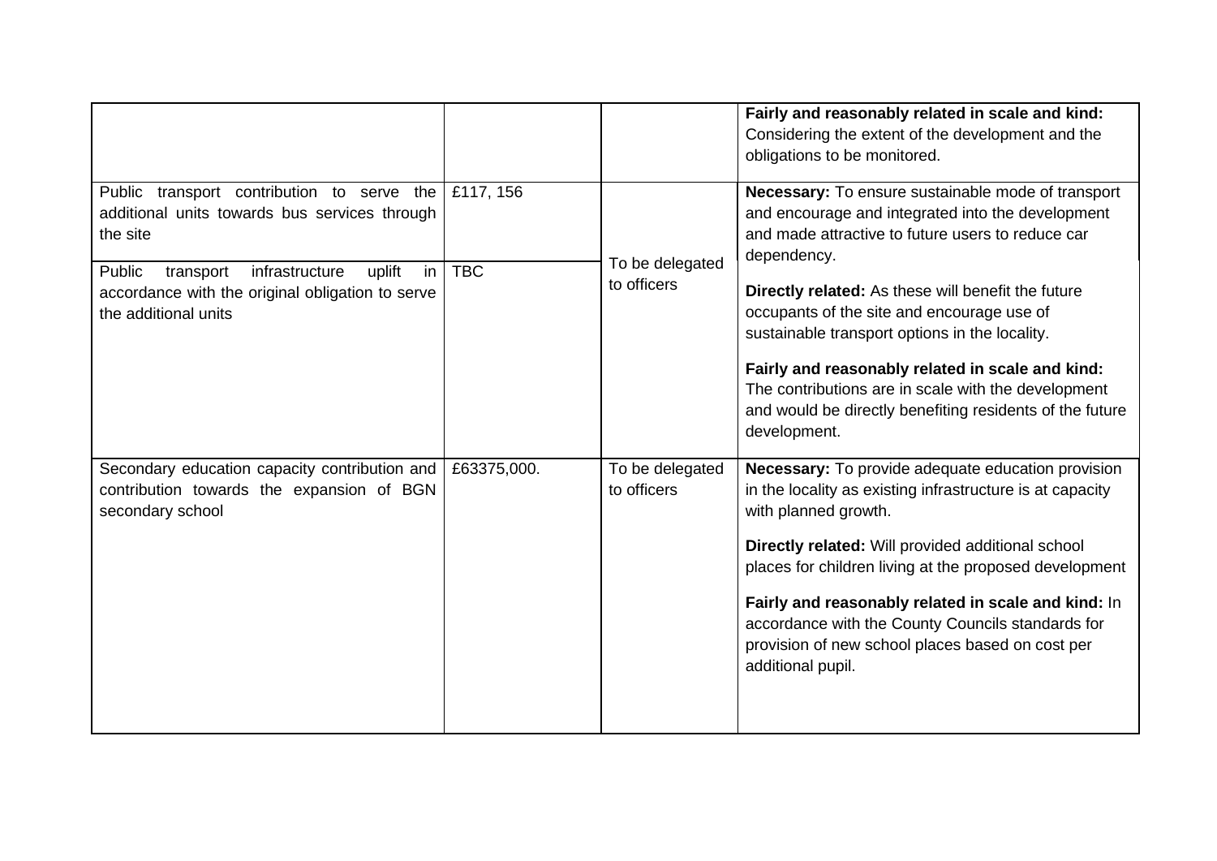| | | | |
|---|---|---|---|
| | | | **Fairly and reasonably related in scale and kind:** Considering the extent of the development and the obligations to be monitored. |
| Public transport contribution to serve the additional units towards bus services through the site | £117, 156 | To be delegated to officers | **Necessary:** To ensure sustainable mode of transport and encourage and integrated into the development and made attractive to future users to reduce car dependency.<br><br>**Directly related:** As these will benefit the future occupants of the site and encourage use of sustainable transport options in the locality.<br><br>**Fairly and reasonably related in scale and kind:** The contributions are in scale with the development and would be directly benefiting residents of the future development. |
| Public transport infrastructure uplift in accordance with the original obligation to serve the additional units | TBC | | |
| Secondary education capacity contribution and contribution towards the expansion of BGN secondary school | £63375,000. | To be delegated to officers | **Necessary:** To provide adequate education provision in the locality as existing infrastructure is at capacity with planned growth.<br><br>**Directly related:** Will provided additional school places for children living at the proposed development<br><br>**Fairly and reasonably related in scale and kind:** In accordance with the County Councils standards for provision of new school places based on cost per additional pupil. |